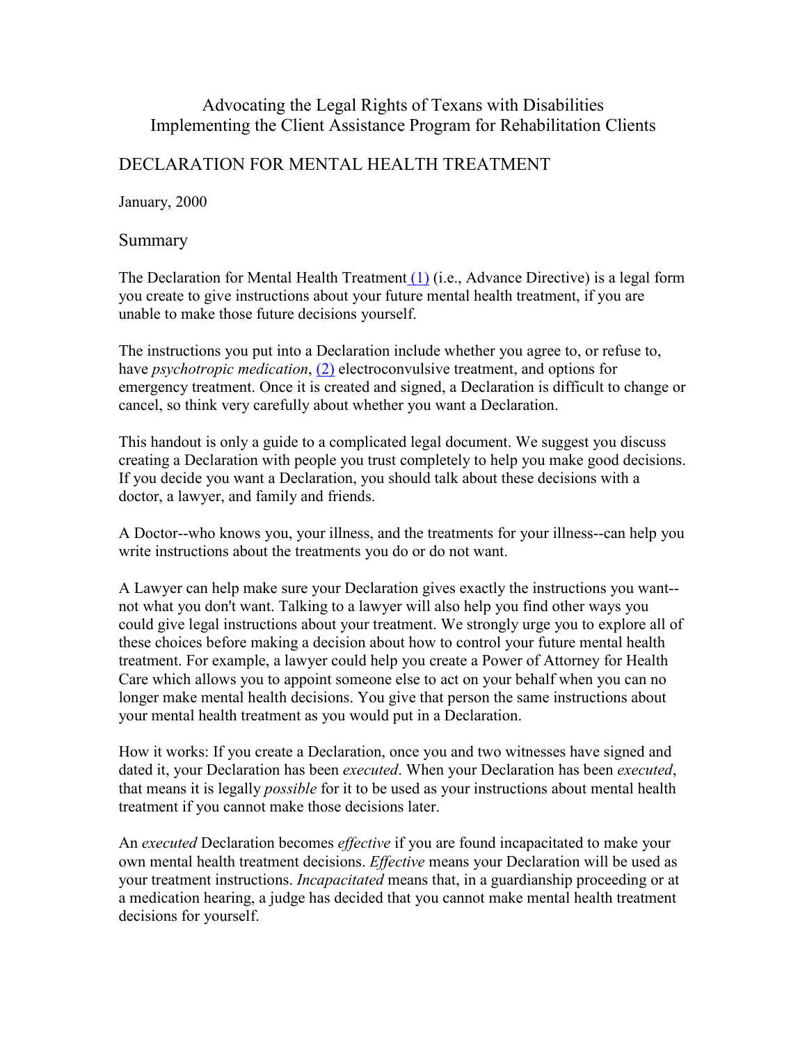Advocating the Legal Rights of Texans with Disabilities
Implementing the Client Assistance Program for Rehabilitation Clients

# DECLARATION FOR MENTAL HEALTH TREATMENT

January, 2000

## Summary

The Declaration for Mental Health Treatment (1) (i.e., Advance Directive) is a legal form you create to give instructions about your future mental health treatment, if you are unable to make those future decisions yourself.

The instructions you put into a Declaration include whether you agree to, or refuse to, have *psychotropic medication*, (2) electroconvulsive treatment, and options for emergency treatment. Once it is created and signed, a Declaration is difficult to change or cancel, so think very carefully about whether you want a Declaration.

This handout is only a guide to a complicated legal document. We suggest you discuss creating a Declaration with people you trust completely to help you make good decisions. If you decide you want a Declaration, you should talk about these decisions with a doctor, a lawyer, and family and friends.

A Doctor--who knows you, your illness, and the treatments for your illness--can help you write instructions about the treatments you do or do not want.

A Lawyer can help make sure your Declaration gives exactly the instructions you want--not what you don't want. Talking to a lawyer will also help you find other ways you could give legal instructions about your treatment. We strongly urge you to explore all of these choices before making a decision about how to control your future mental health treatment. For example, a lawyer could help you create a Power of Attorney for Health Care which allows you to appoint someone else to act on your behalf when you can no longer make mental health decisions. You give that person the same instructions about your mental health treatment as you would put in a Declaration.

How it works: If you create a Declaration, once you and two witnesses have signed and dated it, your Declaration has been *executed*. When your Declaration has been *executed*, that means it is legally *possible* for it to be used as your instructions about mental health treatment if you cannot make those decisions later.

An *executed* Declaration becomes *effective* if you are found incapacitated to make your own mental health treatment decisions. *Effective* means your Declaration will be used as your treatment instructions. *Incapacitated* means that, in a guardianship proceeding or at a medication hearing, a judge has decided that you cannot make mental health treatment decisions for yourself.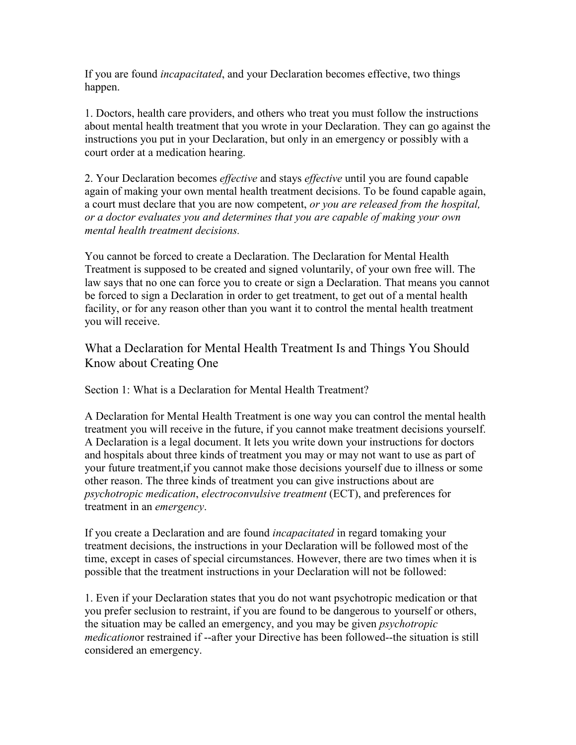If you are found *incapacitated*, and your Declaration becomes effective, two things happen.

1. Doctors, health care providers, and others who treat you must follow the instructions about mental health treatment that you wrote in your Declaration. They can go against the instructions you put in your Declaration, but only in an emergency or possibly with a court order at a medication hearing.

2. Your Declaration becomes *effective* and stays *effective* until you are found capable again of making your own mental health treatment decisions. To be found capable again, a court must declare that you are now competent, *or you are released from the hospital, or a doctor evaluates you and determines that you are capable of making your own mental health treatment decisions.*

You cannot be forced to create a Declaration. The Declaration for Mental Health Treatment is supposed to be created and signed voluntarily, of your own free will. The law says that no one can force you to create or sign a Declaration. That means you cannot be forced to sign a Declaration in order to get treatment, to get out of a mental health facility, or for any reason other than you want it to control the mental health treatment you will receive.

## What a Declaration for Mental Health Treatment Is and Things You Should Know about Creating One

Section 1: What is a Declaration for Mental Health Treatment?

A Declaration for Mental Health Treatment is one way you can control the mental health treatment you will receive in the future, if you cannot make treatment decisions yourself. A Declaration is a legal document. It lets you write down your instructions for doctors and hospitals about three kinds of treatment you may or may not want to use as part of your future treatment,if you cannot make those decisions yourself due to illness or some other reason. The three kinds of treatment you can give instructions about are *psychotropic medication*, *electroconvulsive treatment* (ECT), and preferences for treatment in an *emergency*.

If you create a Declaration and are found *incapacitated* in regard tomaking your treatment decisions, the instructions in your Declaration will be followed most of the time, except in cases of special circumstances. However, there are two times when it is possible that the treatment instructions in your Declaration will not be followed:

1. Even if your Declaration states that you do not want psychotropic medication or that you prefer seclusion to restraint, if you are found to be dangerous to yourself or others, the situation may be called an emergency, and you may be given *psychotropic medication*or restrained if --after your Directive has been followed--the situation is still considered an emergency.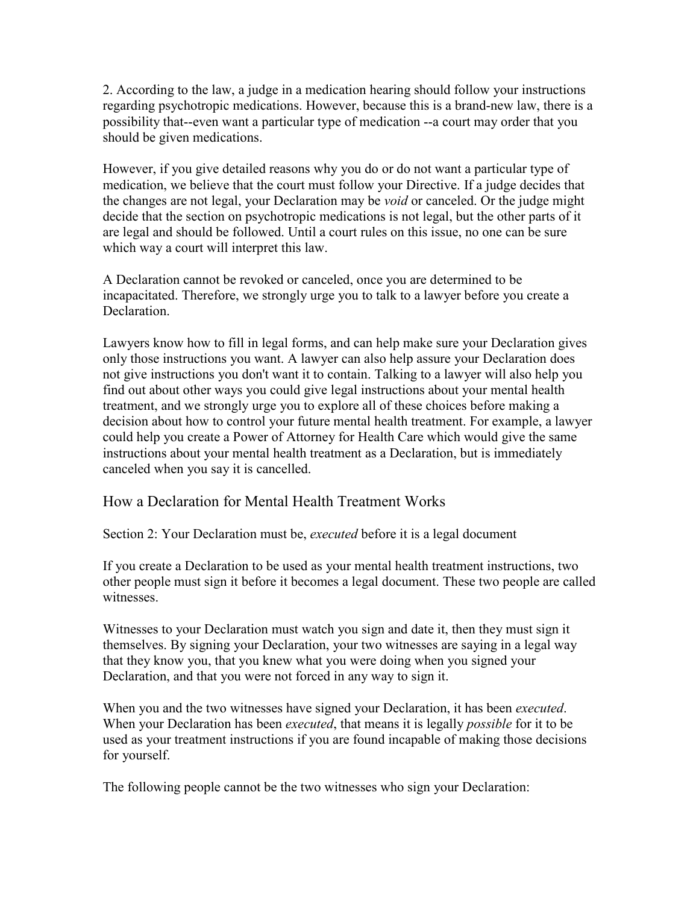2. According to the law, a judge in a medication hearing should follow your instructions regarding psychotropic medications. However, because this is a brand-new law, there is a possibility that--even want a particular type of medication --a court may order that you should be given medications.

However, if you give detailed reasons why you do or do not want a particular type of medication, we believe that the court must follow your Directive. If a judge decides that the changes are not legal, your Declaration may be *void* or canceled. Or the judge might decide that the section on psychotropic medications is not legal, but the other parts of it are legal and should be followed. Until a court rules on this issue, no one can be sure which way a court will interpret this law.

A Declaration cannot be revoked or canceled, once you are determined to be incapacitated. Therefore, we strongly urge you to talk to a lawyer before you create a Declaration.

Lawyers know how to fill in legal forms, and can help make sure your Declaration gives only those instructions you want. A lawyer can also help assure your Declaration does not give instructions you don't want it to contain. Talking to a lawyer will also help you find out about other ways you could give legal instructions about your mental health treatment, and we strongly urge you to explore all of these choices before making a decision about how to control your future mental health treatment. For example, a lawyer could help you create a Power of Attorney for Health Care which would give the same instructions about your mental health treatment as a Declaration, but is immediately canceled when you say it is cancelled.

## How a Declaration for Mental Health Treatment Works

Section 2: Your Declaration must be, *executed* before it is a legal document

If you create a Declaration to be used as your mental health treatment instructions, two other people must sign it before it becomes a legal document. These two people are called witnesses.

Witnesses to your Declaration must watch you sign and date it, then they must sign it themselves. By signing your Declaration, your two witnesses are saying in a legal way that they know you, that you knew what you were doing when you signed your Declaration, and that you were not forced in any way to sign it.

When you and the two witnesses have signed your Declaration, it has been *executed*. When your Declaration has been *executed*, that means it is legally *possible* for it to be used as your treatment instructions if you are found incapable of making those decisions for yourself.

The following people cannot be the two witnesses who sign your Declaration: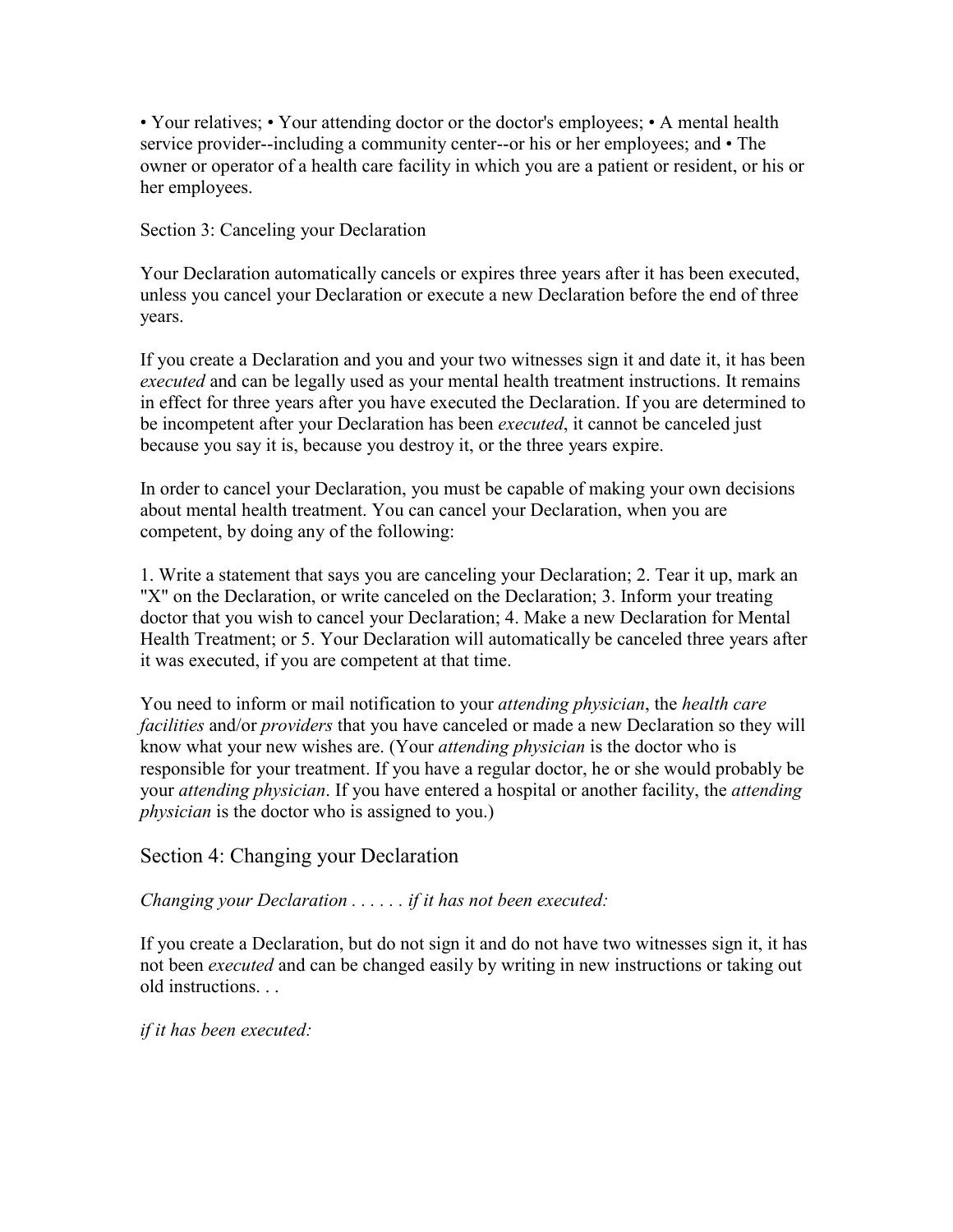• Your relatives; • Your attending doctor or the doctor's employees; • A mental health service provider--including a community center--or his or her employees; and • The owner or operator of a health care facility in which you are a patient or resident, or his or her employees.

Section 3: Canceling your Declaration

Your Declaration automatically cancels or expires three years after it has been executed, unless you cancel your Declaration or execute a new Declaration before the end of three years.

If you create a Declaration and you and your two witnesses sign it and date it, it has been *executed* and can be legally used as your mental health treatment instructions. It remains in effect for three years after you have executed the Declaration. If you are determined to be incompetent after your Declaration has been *executed*, it cannot be canceled just because you say it is, because you destroy it, or the three years expire.

In order to cancel your Declaration, you must be capable of making your own decisions about mental health treatment. You can cancel your Declaration, when you are competent, by doing any of the following:

1. Write a statement that says you are canceling your Declaration; 2. Tear it up, mark an "X" on the Declaration, or write canceled on the Declaration; 3. Inform your treating doctor that you wish to cancel your Declaration; 4. Make a new Declaration for Mental Health Treatment; or 5. Your Declaration will automatically be canceled three years after it was executed, if you are competent at that time.

You need to inform or mail notification to your *attending physician*, the *health care facilities* and/or *providers* that you have canceled or made a new Declaration so they will know what your new wishes are. (Your *attending physician* is the doctor who is responsible for your treatment. If you have a regular doctor, he or she would probably be your *attending physician*. If you have entered a hospital or another facility, the *attending physician* is the doctor who is assigned to you.)

## Section 4: Changing your Declaration

*Changing your Declaration . . . . . . if it has not been executed:*

If you create a Declaration, but do not sign it and do not have two witnesses sign it, it has not been *executed* and can be changed easily by writing in new instructions or taking out old instructions. . .

*if it has been executed:*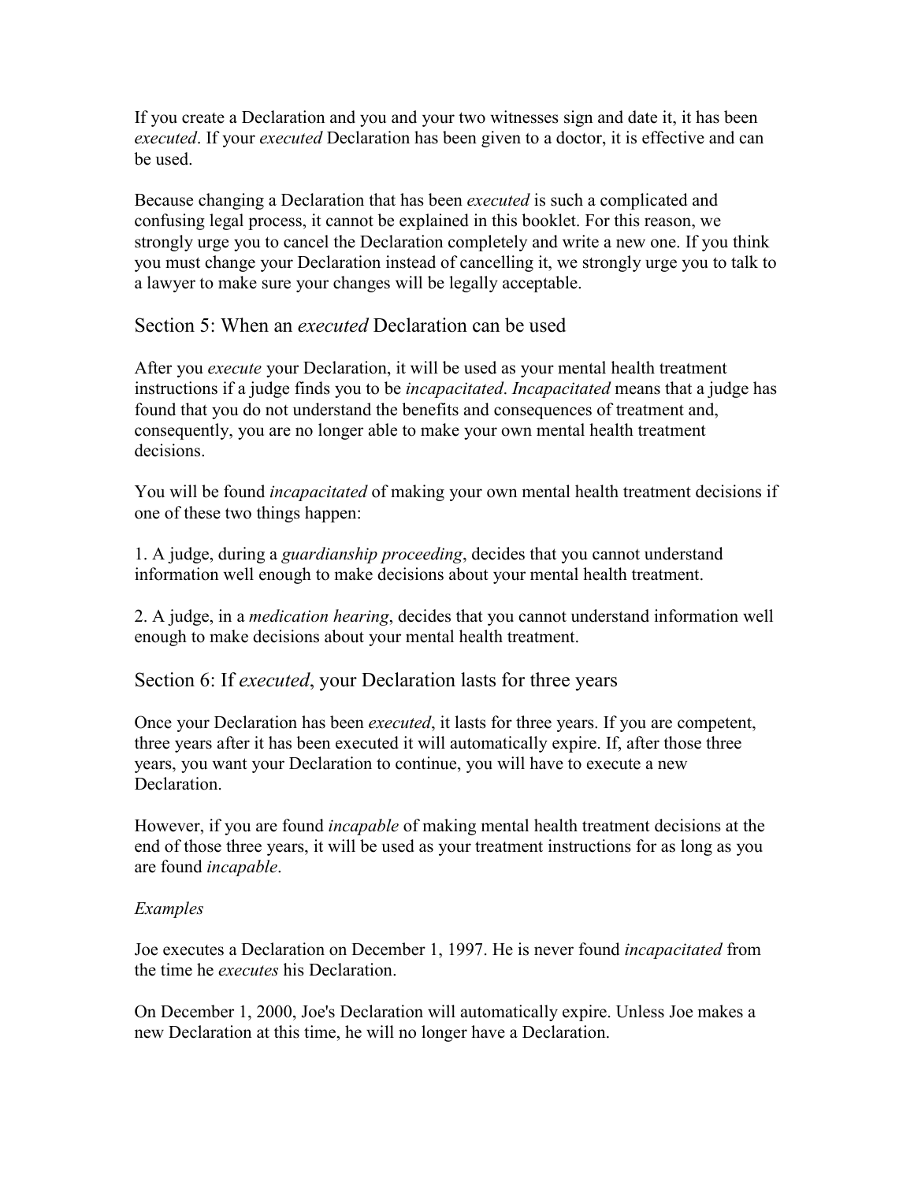If you create a Declaration and you and your two witnesses sign and date it, it has been *executed*. If your *executed* Declaration has been given to a doctor, it is effective and can be used.

Because changing a Declaration that has been *executed* is such a complicated and confusing legal process, it cannot be explained in this booklet. For this reason, we strongly urge you to cancel the Declaration completely and write a new one. If you think you must change your Declaration instead of cancelling it, we strongly urge you to talk to a lawyer to make sure your changes will be legally acceptable.

## Section 5: When an *executed* Declaration can be used

After you *execute* your Declaration, it will be used as your mental health treatment instructions if a judge finds you to be *incapacitated*. *Incapacitated* means that a judge has found that you do not understand the benefits and consequences of treatment and, consequently, you are no longer able to make your own mental health treatment decisions.

You will be found *incapacitated* of making your own mental health treatment decisions if one of these two things happen:

1. A judge, during a *guardianship proceeding*, decides that you cannot understand information well enough to make decisions about your mental health treatment.

2. A judge, in a *medication hearing*, decides that you cannot understand information well enough to make decisions about your mental health treatment.

## Section 6: If *executed*, your Declaration lasts for three years

Once your Declaration has been *executed*, it lasts for three years. If you are competent, three years after it has been executed it will automatically expire. If, after those three years, you want your Declaration to continue, you will have to execute a new Declaration.

However, if you are found *incapable* of making mental health treatment decisions at the end of those three years, it will be used as your treatment instructions for as long as you are found *incapable*.

*Examples*

Joe executes a Declaration on December 1, 1997. He is never found *incapacitated* from the time he *executes* his Declaration.

On December 1, 2000, Joe's Declaration will automatically expire. Unless Joe makes a new Declaration at this time, he will no longer have a Declaration.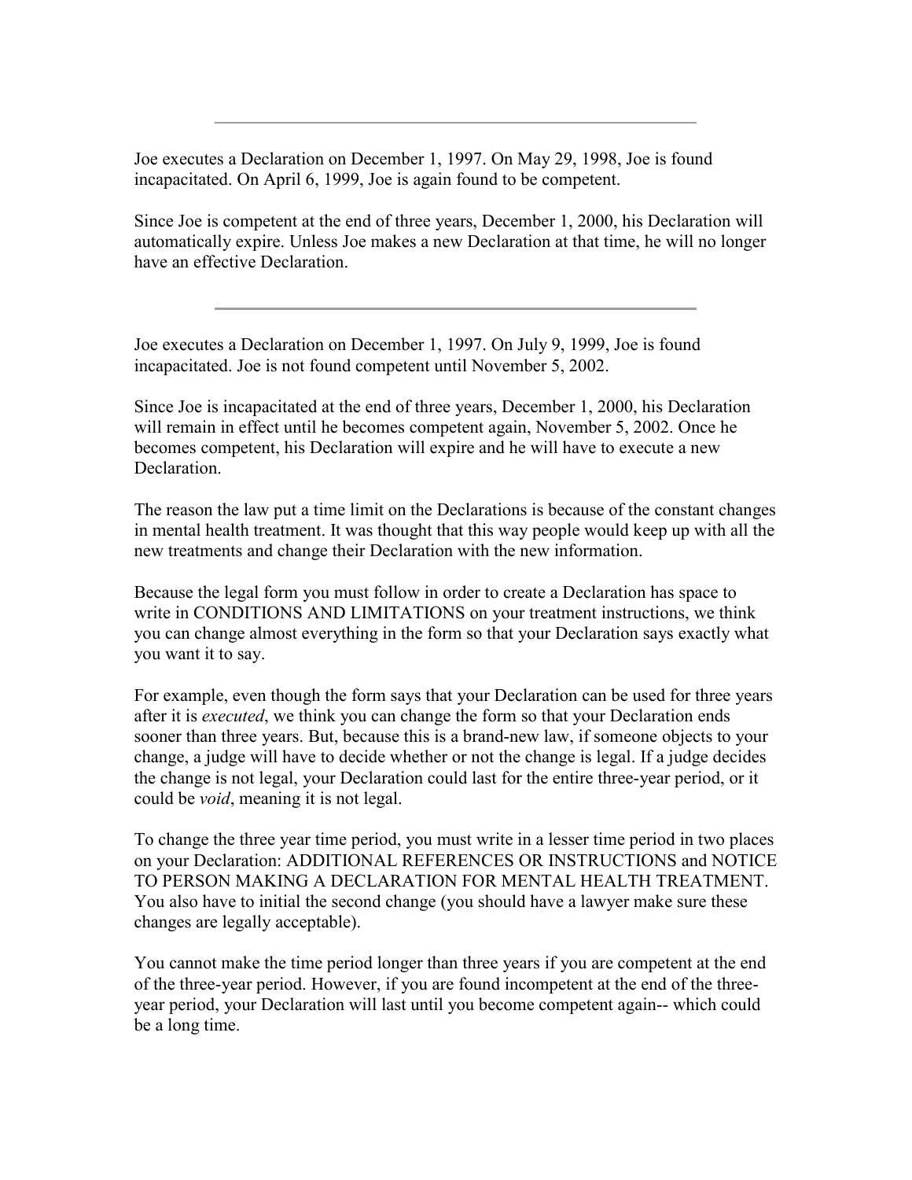---

Joe executes a Declaration on December 1, 1997. On May 29, 1998, Joe is found incapacitated. On April 6, 1999, Joe is again found to be competent.

Since Joe is competent at the end of three years, December 1, 2000, his Declaration will automatically expire. Unless Joe makes a new Declaration at that time, he will no longer have an effective Declaration.

---

Joe executes a Declaration on December 1, 1997. On July 9, 1999, Joe is found incapacitated. Joe is not found competent until November 5, 2002.

Since Joe is incapacitated at the end of three years, December 1, 2000, his Declaration will remain in effect until he becomes competent again, November 5, 2002. Once he becomes competent, his Declaration will expire and he will have to execute a new Declaration.

The reason the law put a time limit on the Declarations is because of the constant changes in mental health treatment. It was thought that this way people would keep up with all the new treatments and change their Declaration with the new information.

Because the legal form you must follow in order to create a Declaration has space to write in CONDITIONS AND LIMITATIONS on your treatment instructions, we think you can change almost everything in the form so that your Declaration says exactly what you want it to say.

For example, even though the form says that your Declaration can be used for three years after it is *executed*, we think you can change the form so that your Declaration ends sooner than three years. But, because this is a brand-new law, if someone objects to your change, a judge will have to decide whether or not the change is legal. If a judge decides the change is not legal, your Declaration could last for the entire three-year period, or it could be *void*, meaning it is not legal.

To change the three year time period, you must write in a lesser time period in two places on your Declaration: ADDITIONAL REFERENCES OR INSTRUCTIONS and NOTICE TO PERSON MAKING A DECLARATION FOR MENTAL HEALTH TREATMENT. You also have to initial the second change (you should have a lawyer make sure these changes are legally acceptable).

You cannot make the time period longer than three years if you are competent at the end of the three-year period. However, if you are found incompetent at the end of the three-year period, your Declaration will last until you become competent again-- which could be a long time.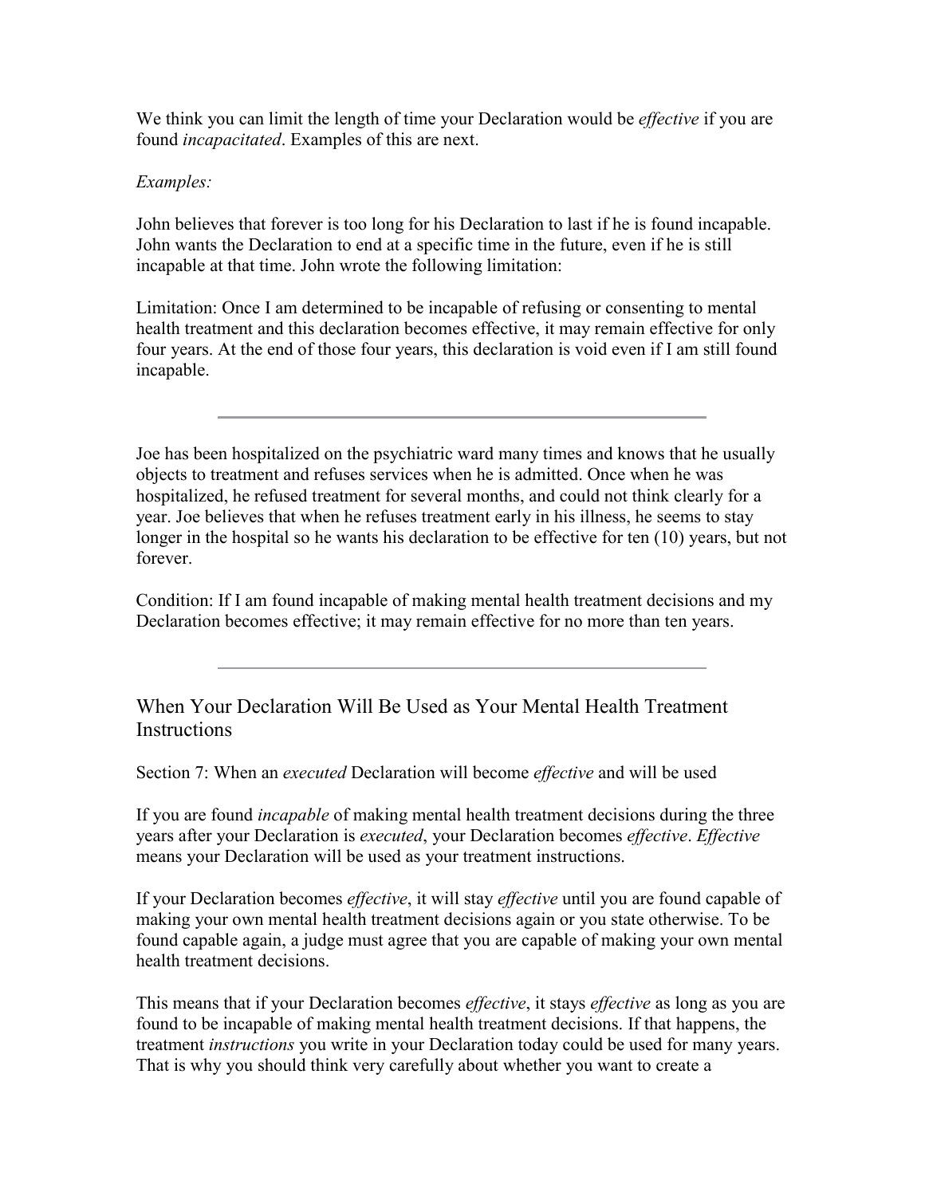We think you can limit the length of time your Declaration would be *effective* if you are found *incapacitated*. Examples of this are next.

*Examples:*

John believes that forever is too long for his Declaration to last if he is found incapable. John wants the Declaration to end at a specific time in the future, even if he is still incapable at that time. John wrote the following limitation:

Limitation: Once I am determined to be incapable of refusing or consenting to mental health treatment and this declaration becomes effective, it may remain effective for only four years. At the end of those four years, this declaration is void even if I am still found incapable.

---

Joe has been hospitalized on the psychiatric ward many times and knows that he usually objects to treatment and refuses services when he is admitted. Once when he was hospitalized, he refused treatment for several months, and could not think clearly for a year. Joe believes that when he refuses treatment early in his illness, he seems to stay longer in the hospital so he wants his declaration to be effective for ten (10) years, but not forever.

Condition: If I am found incapable of making mental health treatment decisions and my Declaration becomes effective; it may remain effective for no more than ten years.

---

## When Your Declaration Will Be Used as Your Mental Health Treatment Instructions

Section 7: When an *executed* Declaration will become *effective* and will be used

If you are found *incapable* of making mental health treatment decisions during the three years after your Declaration is *executed*, your Declaration becomes *effective*. *Effective* means your Declaration will be used as your treatment instructions.

If your Declaration becomes *effective*, it will stay *effective* until you are found capable of making your own mental health treatment decisions again or you state otherwise. To be found capable again, a judge must agree that you are capable of making your own mental health treatment decisions.

This means that if your Declaration becomes *effective*, it stays *effective* as long as you are found to be incapable of making mental health treatment decisions. If that happens, the treatment *instructions* you write in your Declaration today could be used for many years. That is why you should think very carefully about whether you want to create a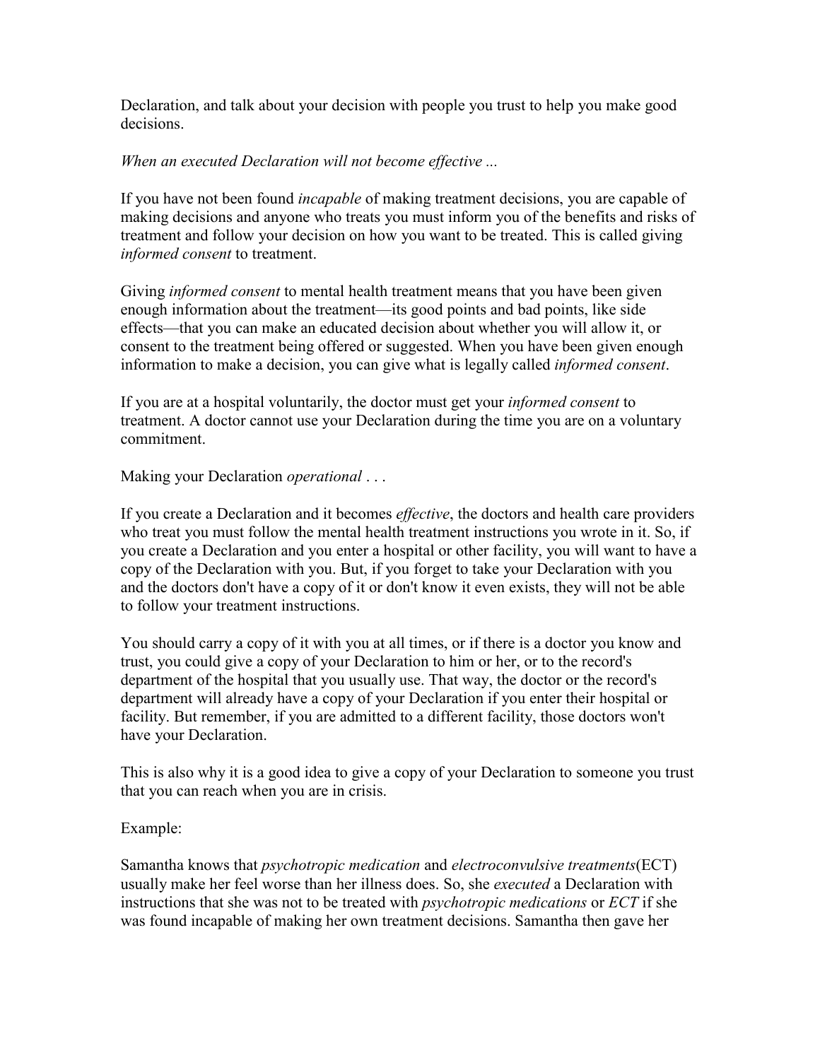Declaration, and talk about your decision with people you trust to help you make good decisions.

*When an executed Declaration will not become effective ...*

If you have not been found *incapable* of making treatment decisions, you are capable of making decisions and anyone who treats you must inform you of the benefits and risks of treatment and follow your decision on how you want to be treated. This is called giving *informed consent* to treatment.

Giving *informed consent* to mental health treatment means that you have been given enough information about the treatment—its good points and bad points, like side effects—that you can make an educated decision about whether you will allow it, or consent to the treatment being offered or suggested. When you have been given enough information to make a decision, you can give what is legally called *informed consent*.

If you are at a hospital voluntarily, the doctor must get your *informed consent* to treatment. A doctor cannot use your Declaration during the time you are on a voluntary commitment.

Making your Declaration *operational* . . .

If you create a Declaration and it becomes *effective*, the doctors and health care providers who treat you must follow the mental health treatment instructions you wrote in it. So, if you create a Declaration and you enter a hospital or other facility, you will want to have a copy of the Declaration with you. But, if you forget to take your Declaration with you and the doctors don't have a copy of it or don't know it even exists, they will not be able to follow your treatment instructions.

You should carry a copy of it with you at all times, or if there is a doctor you know and trust, you could give a copy of your Declaration to him or her, or to the record's department of the hospital that you usually use. That way, the doctor or the record's department will already have a copy of your Declaration if you enter their hospital or facility. But remember, if you are admitted to a different facility, those doctors won't have your Declaration.

This is also why it is a good idea to give a copy of your Declaration to someone you trust that you can reach when you are in crisis.

Example:

Samantha knows that *psychotropic medication* and *electroconvulsive treatments*(ECT) usually make her feel worse than her illness does. So, she *executed* a Declaration with instructions that she was not to be treated with *psychotropic medications* or *ECT* if she was found incapable of making her own treatment decisions. Samantha then gave her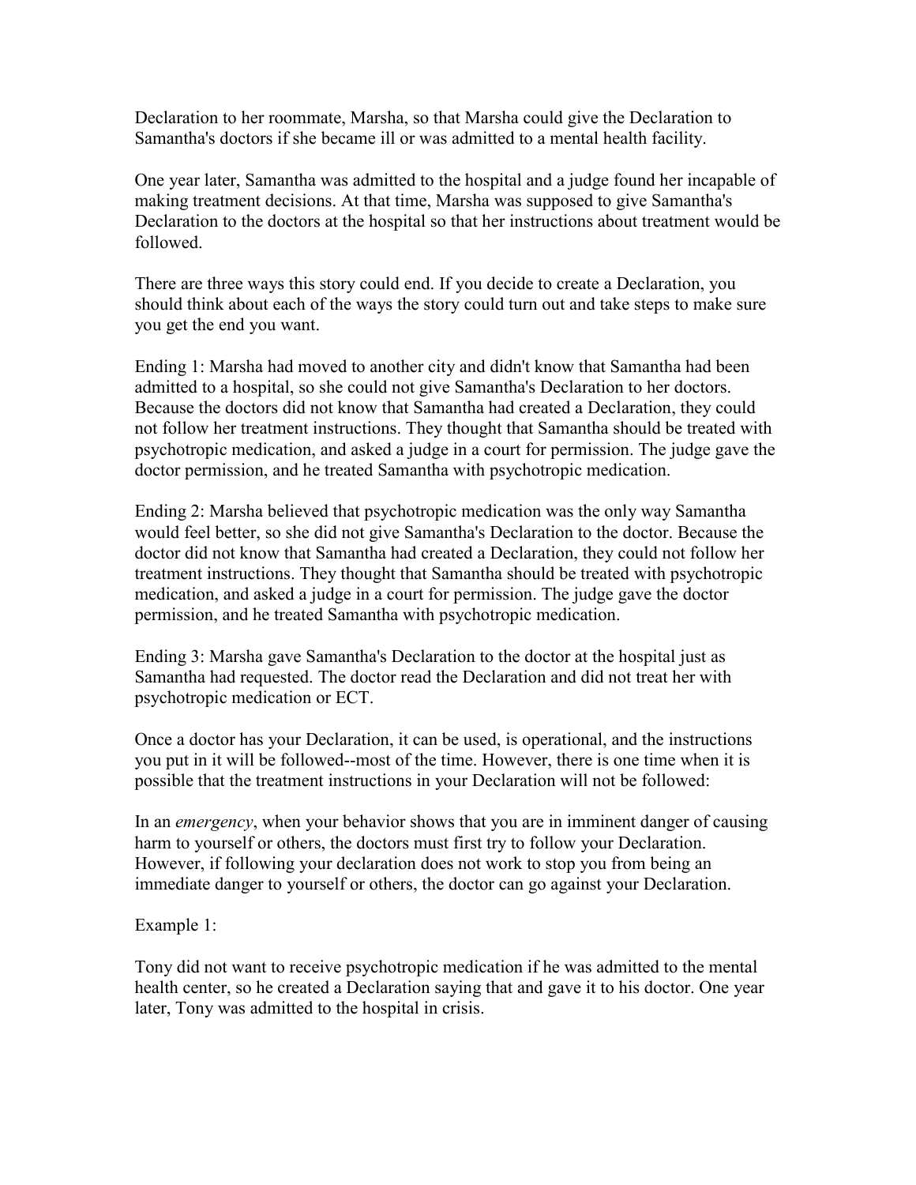Declaration to her roommate, Marsha, so that Marsha could give the Declaration to Samantha's doctors if she became ill or was admitted to a mental health facility.

One year later, Samantha was admitted to the hospital and a judge found her incapable of making treatment decisions. At that time, Marsha was supposed to give Samantha's Declaration to the doctors at the hospital so that her instructions about treatment would be followed.

There are three ways this story could end. If you decide to create a Declaration, you should think about each of the ways the story could turn out and take steps to make sure you get the end you want.

Ending 1: Marsha had moved to another city and didn't know that Samantha had been admitted to a hospital, so she could not give Samantha's Declaration to her doctors. Because the doctors did not know that Samantha had created a Declaration, they could not follow her treatment instructions. They thought that Samantha should be treated with psychotropic medication, and asked a judge in a court for permission. The judge gave the doctor permission, and he treated Samantha with psychotropic medication.

Ending 2: Marsha believed that psychotropic medication was the only way Samantha would feel better, so she did not give Samantha's Declaration to the doctor. Because the doctor did not know that Samantha had created a Declaration, they could not follow her treatment instructions. They thought that Samantha should be treated with psychotropic medication, and asked a judge in a court for permission. The judge gave the doctor permission, and he treated Samantha with psychotropic medication.

Ending 3: Marsha gave Samantha's Declaration to the doctor at the hospital just as Samantha had requested. The doctor read the Declaration and did not treat her with psychotropic medication or ECT.

Once a doctor has your Declaration, it can be used, is operational, and the instructions you put in it will be followed--most of the time. However, there is one time when it is possible that the treatment instructions in your Declaration will not be followed:

In an *emergency*, when your behavior shows that you are in imminent danger of causing harm to yourself or others, the doctors must first try to follow your Declaration. However, if following your declaration does not work to stop you from being an immediate danger to yourself or others, the doctor can go against your Declaration.

Example 1:

Tony did not want to receive psychotropic medication if he was admitted to the mental health center, so he created a Declaration saying that and gave it to his doctor. One year later, Tony was admitted to the hospital in crisis.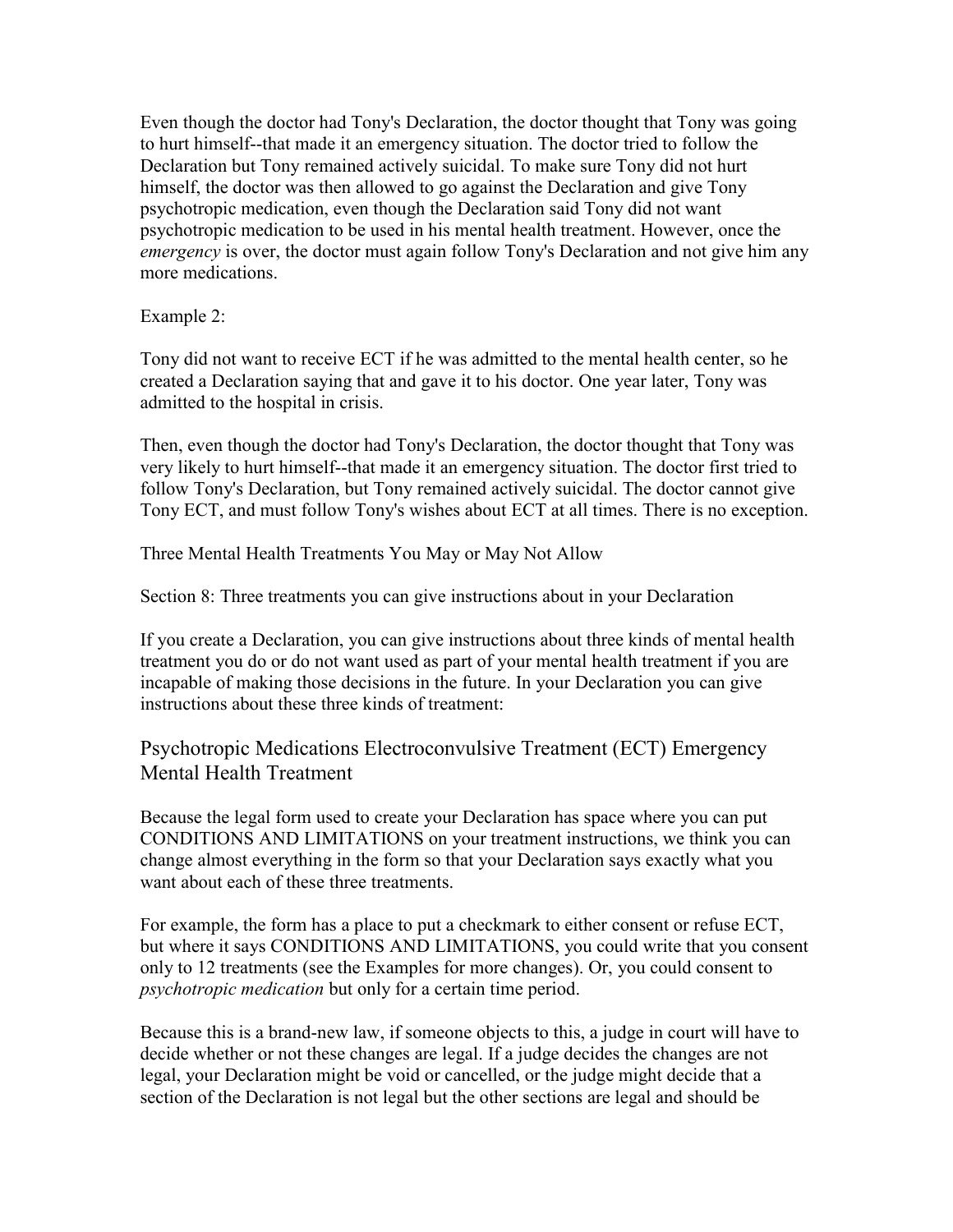Even though the doctor had Tony's Declaration, the doctor thought that Tony was going to hurt himself--that made it an emergency situation. The doctor tried to follow the Declaration but Tony remained actively suicidal. To make sure Tony did not hurt himself, the doctor was then allowed to go against the Declaration and give Tony psychotropic medication, even though the Declaration said Tony did not want psychotropic medication to be used in his mental health treatment. However, once the *emergency* is over, the doctor must again follow Tony's Declaration and not give him any more medications.

Example 2:

Tony did not want to receive ECT if he was admitted to the mental health center, so he created a Declaration saying that and gave it to his doctor. One year later, Tony was admitted to the hospital in crisis.

Then, even though the doctor had Tony's Declaration, the doctor thought that Tony was very likely to hurt himself--that made it an emergency situation. The doctor first tried to follow Tony's Declaration, but Tony remained actively suicidal. The doctor cannot give Tony ECT, and must follow Tony's wishes about ECT at all times. There is no exception.

Three Mental Health Treatments You May or May Not Allow

Section 8: Three treatments you can give instructions about in your Declaration

If you create a Declaration, you can give instructions about three kinds of mental health treatment you do or do not want used as part of your mental health treatment if you are incapable of making those decisions in the future. In your Declaration you can give instructions about these three kinds of treatment:

## Psychotropic Medications Electroconvulsive Treatment (ECT) Emergency Mental Health Treatment

Because the legal form used to create your Declaration has space where you can put CONDITIONS AND LIMITATIONS on your treatment instructions, we think you can change almost everything in the form so that your Declaration says exactly what you want about each of these three treatments.

For example, the form has a place to put a checkmark to either consent or refuse ECT, but where it says CONDITIONS AND LIMITATIONS, you could write that you consent only to 12 treatments (see the Examples for more changes). Or, you could consent to *psychotropic medication* but only for a certain time period.

Because this is a brand-new law, if someone objects to this, a judge in court will have to decide whether or not these changes are legal. If a judge decides the changes are not legal, your Declaration might be void or cancelled, or the judge might decide that a section of the Declaration is not legal but the other sections are legal and should be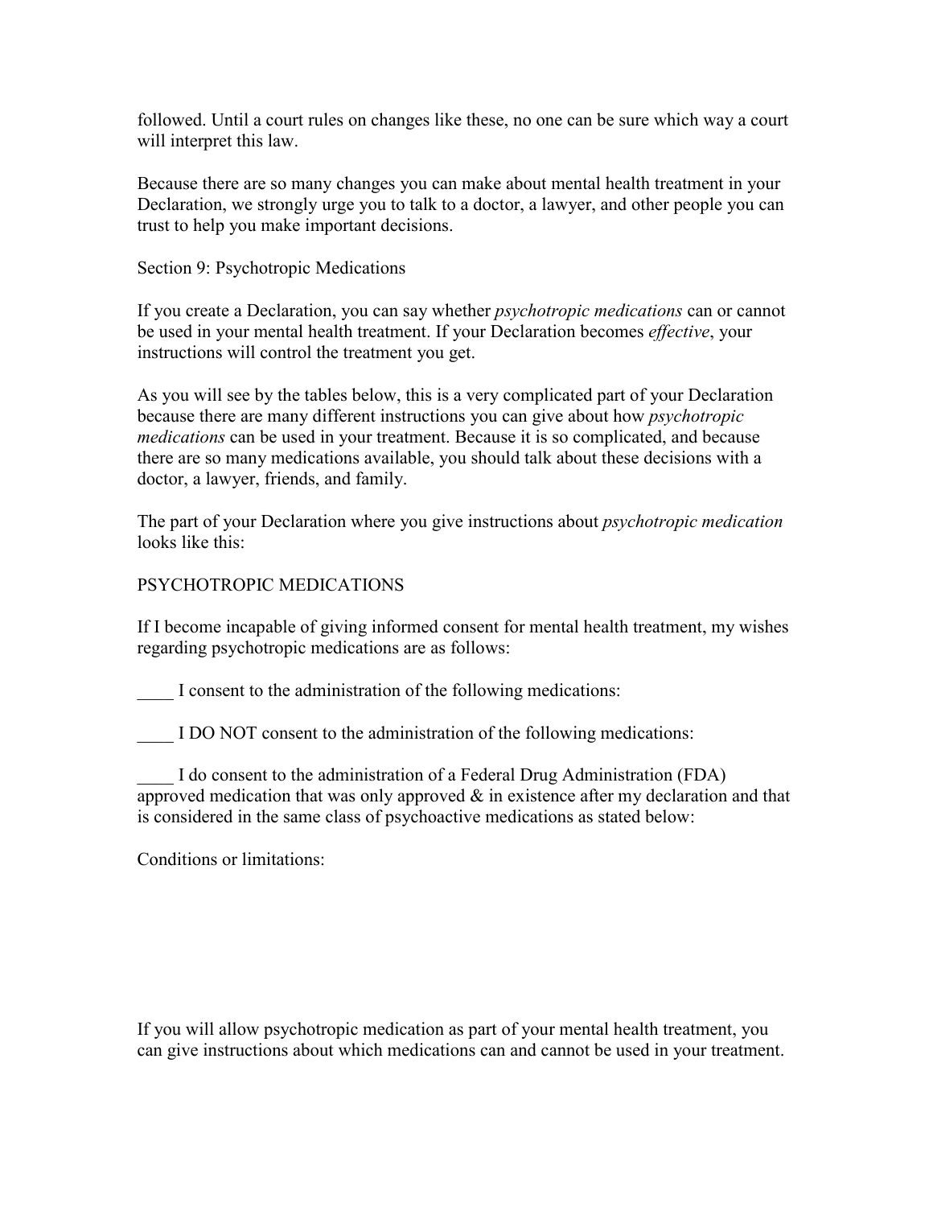followed. Until a court rules on changes like these, no one can be sure which way a court will interpret this law.

Because there are so many changes you can make about mental health treatment in your Declaration, we strongly urge you to talk to a doctor, a lawyer, and other people you can trust to help you make important decisions.

Section 9: Psychotropic Medications

If you create a Declaration, you can say whether *psychotropic medications* can or cannot be used in your mental health treatment. If your Declaration becomes *effective*, your instructions will control the treatment you get.

As you will see by the tables below, this is a very complicated part of your Declaration because there are many different instructions you can give about how *psychotropic medications* can be used in your treatment. Because it is so complicated, and because there are so many medications available, you should talk about these decisions with a doctor, a lawyer, friends, and family.

The part of your Declaration where you give instructions about *psychotropic medication* looks like this:

PSYCHOTROPIC MEDICATIONS

If I become incapable of giving informed consent for mental health treatment, my wishes regarding psychotropic medications are as follows:

____ I consent to the administration of the following medications:

____ I DO NOT consent to the administration of the following medications:

____ I do consent to the administration of a Federal Drug Administration (FDA) approved medication that was only approved & in existence after my declaration and that is considered in the same class of psychoactive medications as stated below:

Conditions or limitations:

If you will allow psychotropic medication as part of your mental health treatment, you can give instructions about which medications can and cannot be used in your treatment.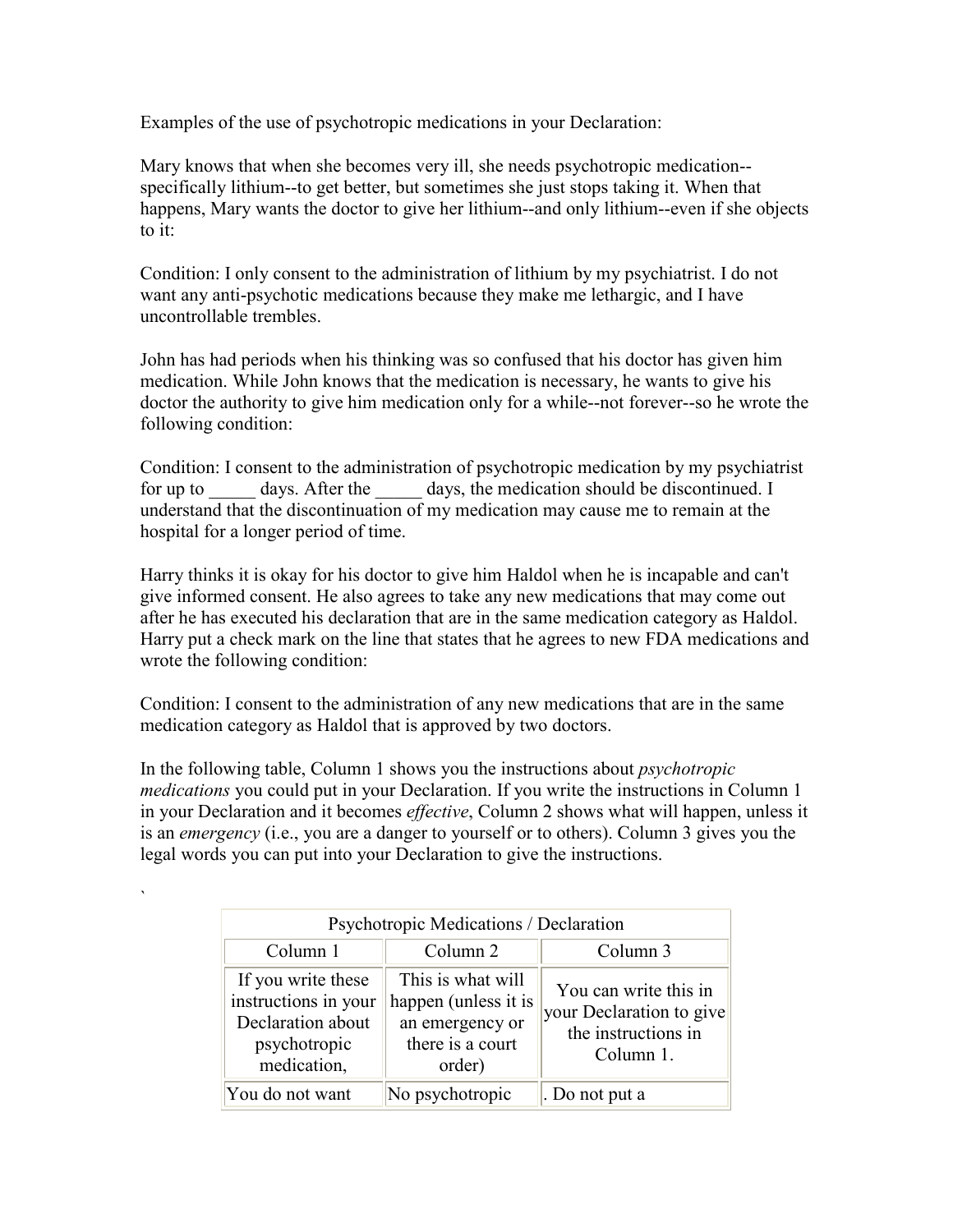Examples of the use of psychotropic medications in your Declaration:

Mary knows that when she becomes very ill, she needs psychotropic medication--specifically lithium--to get better, but sometimes she just stops taking it. When that happens, Mary wants the doctor to give her lithium--and only lithium--even if she objects to it:

Condition: I only consent to the administration of lithium by my psychiatrist. I do not want any anti-psychotic medications because they make me lethargic, and I have uncontrollable trembles.

John has had periods when his thinking was so confused that his doctor has given him medication. While John knows that the medication is necessary, he wants to give his doctor the authority to give him medication only for a while--not forever--so he wrote the following condition:

Condition: I consent to the administration of psychotropic medication by my psychiatrist for up to _____ days. After the _____ days, the medication should be discontinued. I understand that the discontinuation of my medication may cause me to remain at the hospital for a longer period of time.

Harry thinks it is okay for his doctor to give him Haldol when he is incapable and can't give informed consent. He also agrees to take any new medications that may come out after he has executed his declaration that are in the same medication category as Haldol. Harry put a check mark on the line that states that he agrees to new FDA medications and wrote the following condition:

Condition: I consent to the administration of any new medications that are in the same medication category as Haldol that is approved by two doctors.

In the following table, Column 1 shows you the instructions about *psychotropic medications* you could put in your Declaration. If you write the instructions in Column 1 in your Declaration and it becomes *effective*, Column 2 shows what will happen, unless it is an *emergency* (i.e., you are a danger to yourself or to others). Column 3 gives you the legal words you can put into your Declaration to give the instructions.

`

| Psychotropic Medications / Declaration | | |
|---|---|---|
| Column 1 | Column 2 | Column 3 |
| If you write these instructions in your Declaration about psychotropic medication, | This is what will happen (unless it is an emergency or there is a court order) | You can write this in your Declaration to give the instructions in Column 1. |
| You do not want | No psychotropic | . Do not put a |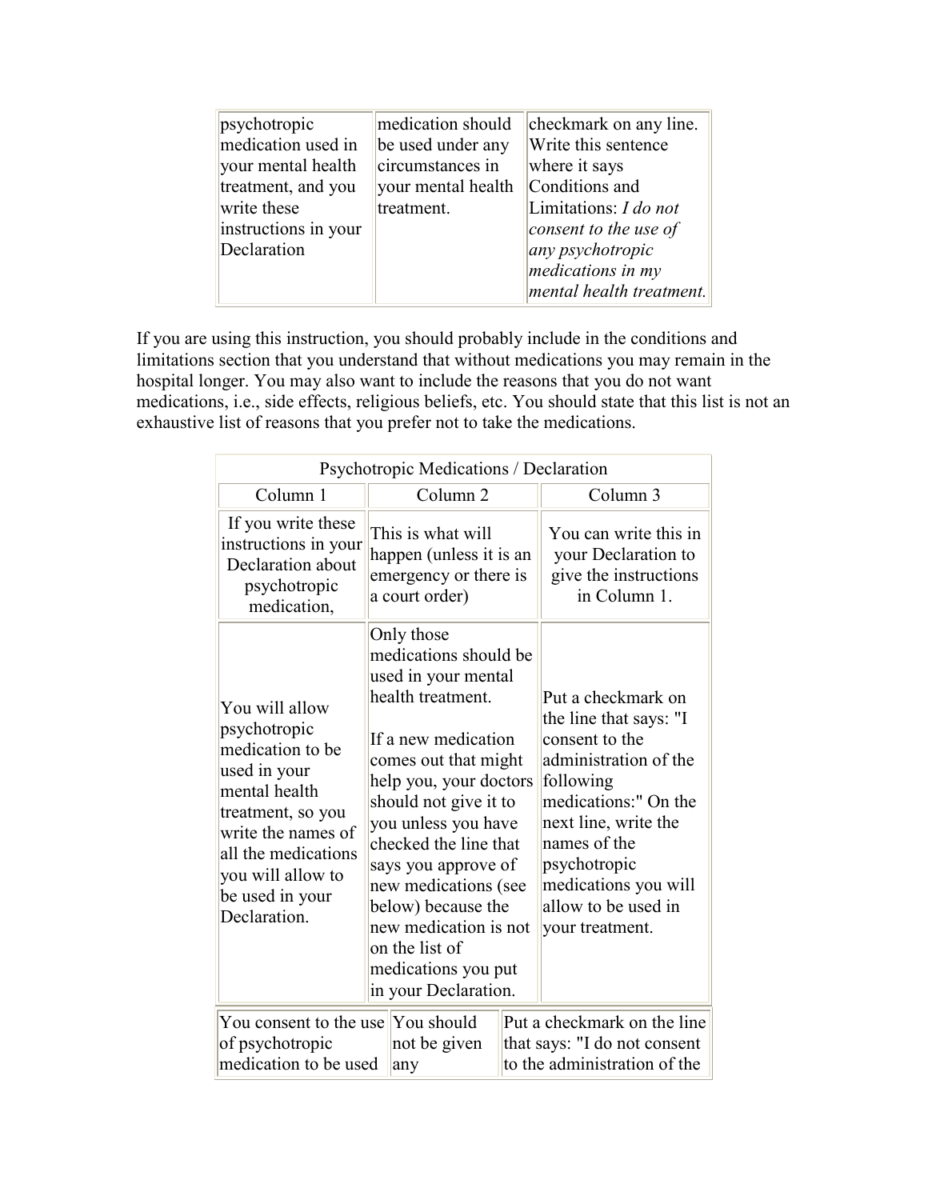| | | |
|---|---|---|
| psychotropic medication used in your mental health treatment, and you write these instructions in your Declaration | medication should be used under any circumstances in your mental health treatment. | checkmark on any line. Write this sentence where it says Conditions and Limitations: *I do not consent to the use of any psychotropic medications in my mental health treatment.* |

If you are using this instruction, you should probably include in the conditions and limitations section that you understand that without medications you may remain in the hospital longer. You may also want to include the reasons that you do not want medications, i.e., side effects, religious beliefs, etc. You should state that this list is not an exhaustive list of reasons that you prefer not to take the medications.

| Psychotropic Medications / Declaration | | |
|---|---|---|
| Column 1 | Column 2 | Column 3 |
| If you write these instructions in your Declaration about psychotropic medication, | This is what will happen (unless it is an emergency or there is a court order) | You can write this in your Declaration to give the instructions in Column 1. |
| You will allow psychotropic medication to be used in your mental health treatment, so you write the names of all the medications you will allow to be used in your Declaration. | Only those medications should be used in your mental health treatment.<br><br>If a new medication comes out that might help you, your doctors should not give it to you unless you have checked the line that says you approve of new medications (see below) because the new medication is not on the list of medications you put in your Declaration. | Put a checkmark on the line that says: "I consent to the administration of the following medications:" On the next line, write the names of the psychotropic medications you will allow to be used in your treatment. |
| You consent to the use of psychotropic medication to be used | You should not be given any | Put a checkmark on the line that says: "I do not consent to the administration of the |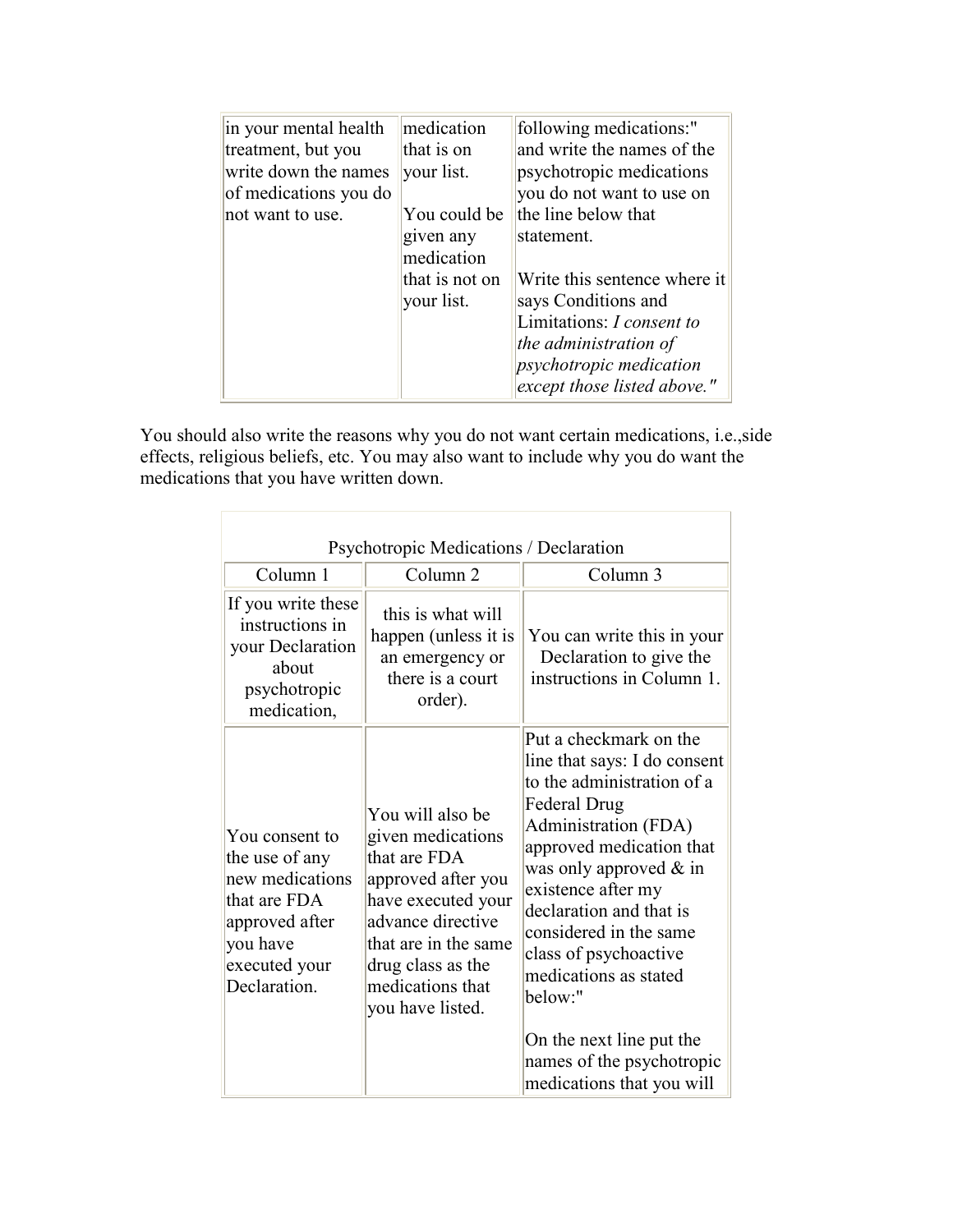| | | |
|---|---|---|
| in your mental health treatment, but you write down the names of medications you do not want to use. | medication that is on your list.<br><br>You could be given any medication that is not on your list. | following medications:" and write the names of the psychotropic medications you do not want to use on the line below that statement.<br><br>Write this sentence where it says Conditions and Limitations: *I consent to the administration of psychotropic medication except those listed above."* |

You should also write the reasons why you do not want certain medications, i.e.,side effects, religious beliefs, etc. You may also want to include why you do want the medications that you have written down.

| Psychotropic Medications / Declaration | | |
|---|---|---|
| Column 1 | Column 2 | Column 3 |
| If you write these instructions in your Declaration about psychotropic medication, | this is what will happen (unless it is an emergency or there is a court order). | You can write this in your Declaration to give the instructions in Column 1. |
| You consent to the use of any new medications that are FDA approved after you have executed your Declaration. | You will also be given medications that are FDA approved after you have executed your advance directive that are in the same drug class as the medications that you have listed. | Put a checkmark on the line that says: I do consent to the administration of a Federal Drug Administration (FDA) approved medication that was only approved & in existence after my declaration and that is considered in the same class of psychoactive medications as stated below:"<br><br>On the next line put the names of the psychotropic medications that you will |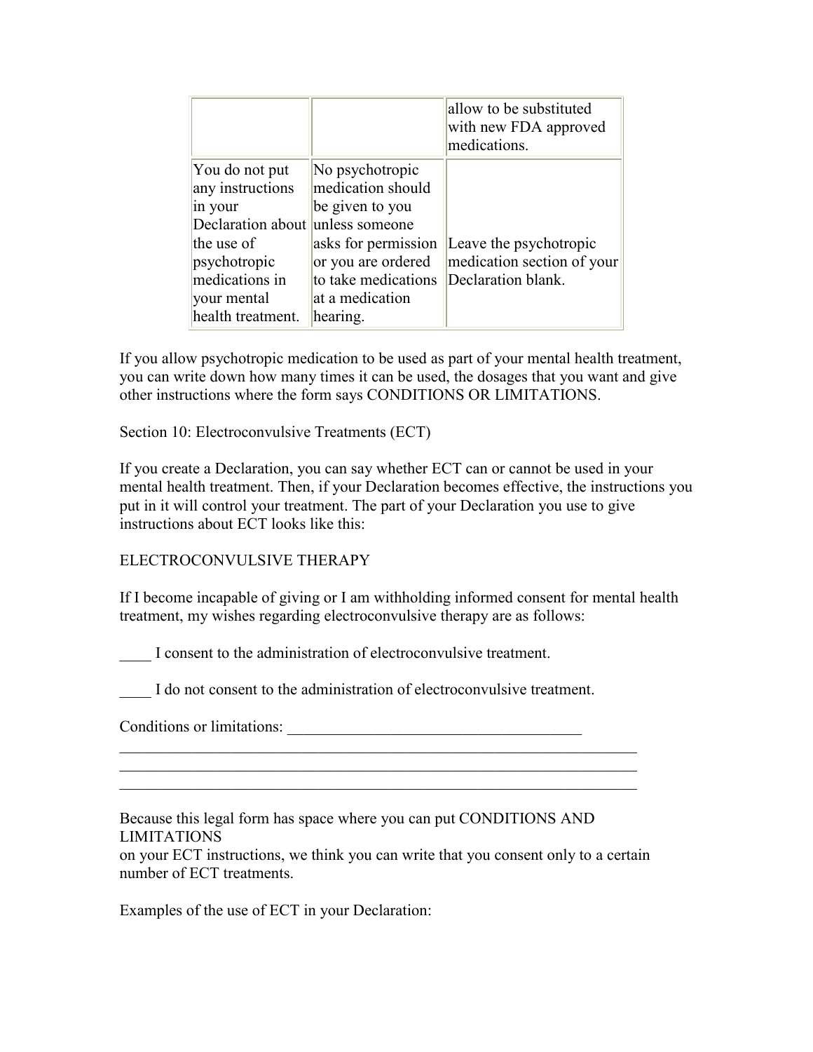| | | |
|---|---|---|
| | | allow to be substituted with new FDA approved medications. |
| You do not put any instructions in your Declaration about the use of psychotropic medications in your mental health treatment. | No psychotropic medication should be given to you unless someone asks for permission or you are ordered to take medications at a medication hearing. | Leave the psychotropic medication section of your Declaration blank. |

If you allow psychotropic medication to be used as part of your mental health treatment, you can write down how many times it can be used, the dosages that you want and give other instructions where the form says CONDITIONS OR LIMITATIONS.

Section 10: Electroconvulsive Treatments (ECT)

If you create a Declaration, you can say whether ECT can or cannot be used in your mental health treatment. Then, if your Declaration becomes effective, the instructions you put in it will control your treatment. The part of your Declaration you use to give instructions about ECT looks like this:

ELECTROCONVULSIVE THERAPY

If I become incapable of giving or I am withholding informed consent for mental health treatment, my wishes regarding electroconvulsive therapy are as follows:

____ I consent to the administration of electroconvulsive treatment.

____ I do not consent to the administration of electroconvulsive treatment.

Conditions or limitations: _____________________________________
_____________________________________________________________________
_____________________________________________________________________
_____________________________________________________________________

Because this legal form has space where you can put CONDITIONS AND LIMITATIONS
on your ECT instructions, we think you can write that you consent only to a certain number of ECT treatments.

Examples of the use of ECT in your Declaration: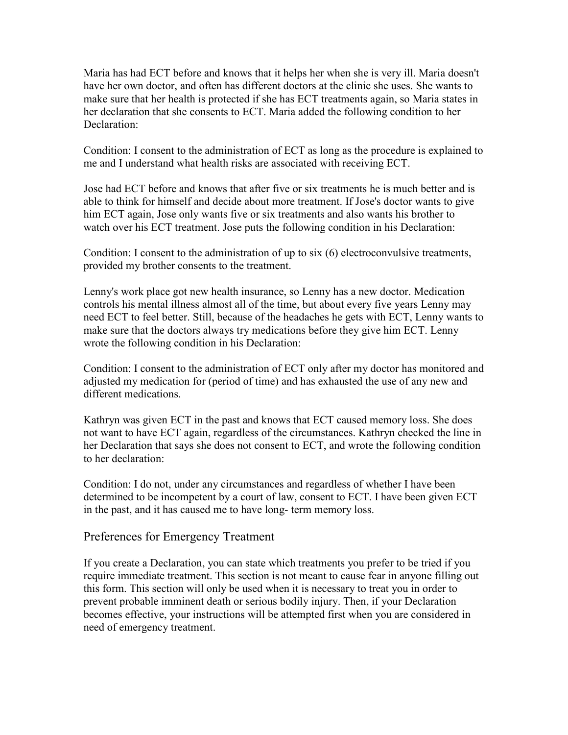Maria has had ECT before and knows that it helps her when she is very ill. Maria doesn't have her own doctor, and often has different doctors at the clinic she uses. She wants to make sure that her health is protected if she has ECT treatments again, so Maria states in her declaration that she consents to ECT. Maria added the following condition to her Declaration:

Condition: I consent to the administration of ECT as long as the procedure is explained to me and I understand what health risks are associated with receiving ECT.

Jose had ECT before and knows that after five or six treatments he is much better and is able to think for himself and decide about more treatment. If Jose's doctor wants to give him ECT again, Jose only wants five or six treatments and also wants his brother to watch over his ECT treatment. Jose puts the following condition in his Declaration:

Condition: I consent to the administration of up to six (6) electroconvulsive treatments, provided my brother consents to the treatment.

Lenny's work place got new health insurance, so Lenny has a new doctor. Medication controls his mental illness almost all of the time, but about every five years Lenny may need ECT to feel better. Still, because of the headaches he gets with ECT, Lenny wants to make sure that the doctors always try medications before they give him ECT. Lenny wrote the following condition in his Declaration:

Condition: I consent to the administration of ECT only after my doctor has monitored and adjusted my medication for (period of time) and has exhausted the use of any new and different medications.

Kathryn was given ECT in the past and knows that ECT caused memory loss. She does not want to have ECT again, regardless of the circumstances. Kathryn checked the line in her Declaration that says she does not consent to ECT, and wrote the following condition to her declaration:

Condition: I do not, under any circumstances and regardless of whether I have been determined to be incompetent by a court of law, consent to ECT. I have been given ECT in the past, and it has caused me to have long- term memory loss.

## Preferences for Emergency Treatment

If you create a Declaration, you can state which treatments you prefer to be tried if you require immediate treatment. This section is not meant to cause fear in anyone filling out this form. This section will only be used when it is necessary to treat you in order to prevent probable imminent death or serious bodily injury. Then, if your Declaration becomes effective, your instructions will be attempted first when you are considered in need of emergency treatment.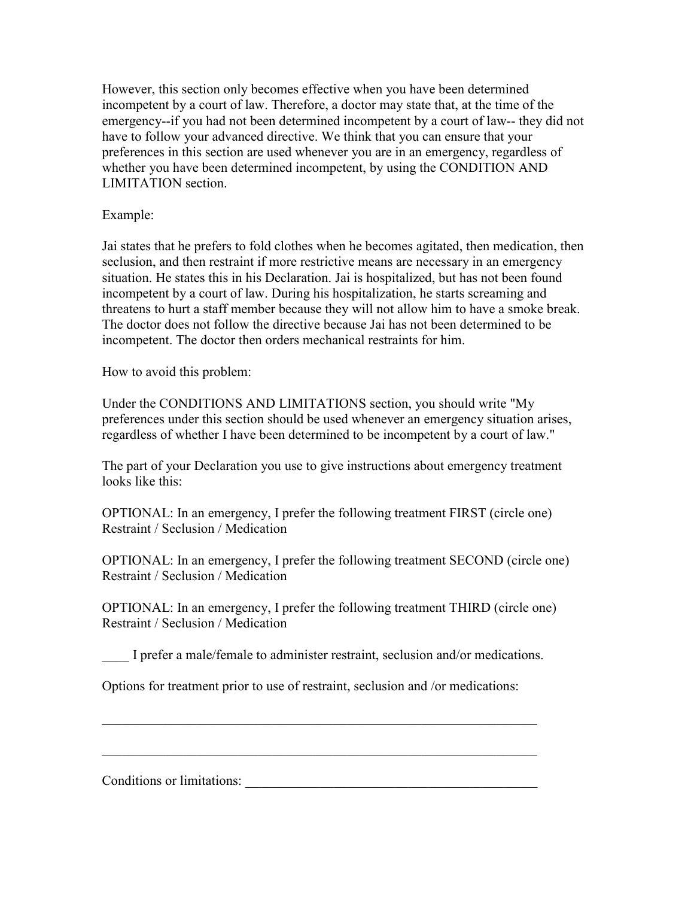However, this section only becomes effective when you have been determined incompetent by a court of law. Therefore, a doctor may state that, at the time of the emergency--if you had not been determined incompetent by a court of law-- they did not have to follow your advanced directive. We think that you can ensure that your preferences in this section are used whenever you are in an emergency, regardless of whether you have been determined incompetent, by using the CONDITION AND LIMITATION section.

Example:

Jai states that he prefers to fold clothes when he becomes agitated, then medication, then seclusion, and then restraint if more restrictive means are necessary in an emergency situation. He states this in his Declaration. Jai is hospitalized, but has not been found incompetent by a court of law. During his hospitalization, he starts screaming and threatens to hurt a staff member because they will not allow him to have a smoke break. The doctor does not follow the directive because Jai has not been determined to be incompetent. The doctor then orders mechanical restraints for him.

How to avoid this problem:

Under the CONDITIONS AND LIMITATIONS section, you should write "My preferences under this section should be used whenever an emergency situation arises, regardless of whether I have been determined to be incompetent by a court of law."

The part of your Declaration you use to give instructions about emergency treatment looks like this:

OPTIONAL: In an emergency, I prefer the following treatment FIRST (circle one)
Restraint / Seclusion / Medication

OPTIONAL: In an emergency, I prefer the following treatment SECOND (circle one)
Restraint / Seclusion / Medication

OPTIONAL: In an emergency, I prefer the following treatment THIRD (circle one)
Restraint / Seclusion / Medication

____ I prefer a male/female to administer restraint, seclusion and/or medications.

Options for treatment prior to use of restraint, seclusion and /or medications:

_____________________________________________________________________

_____________________________________________________________________

Conditions or limitations: ____________________________________________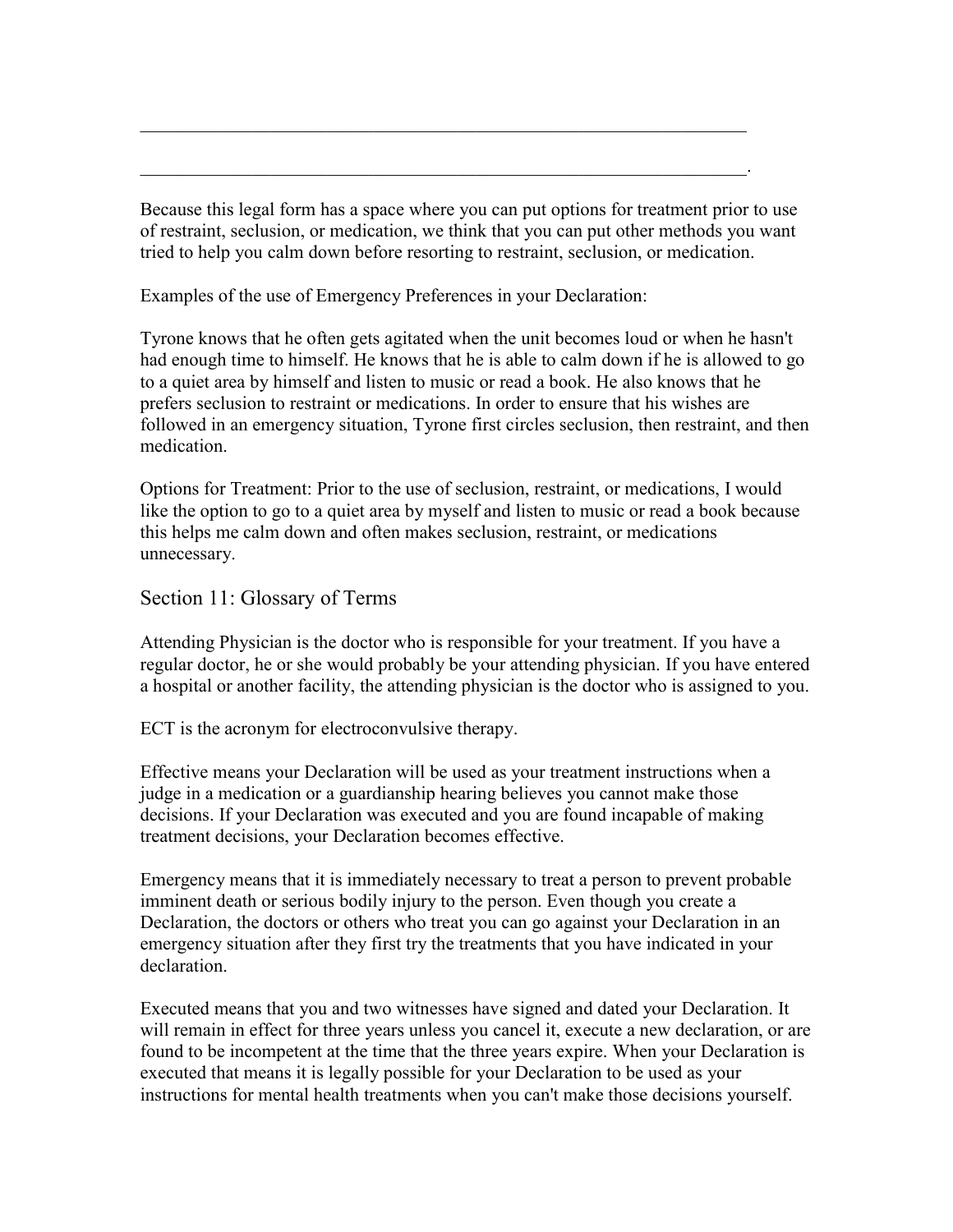\_\_\_\_\_\_\_\_\_\_\_\_\_\_\_\_\_\_\_\_\_\_\_\_\_\_\_\_\_\_\_\_\_\_\_\_\_\_\_\_\_\_\_\_\_\_\_\_\_\_\_\_\_\_\_\_\_\_\_\_\_\_\_\_\_\_\_\_

\_\_\_\_\_\_\_\_\_\_\_\_\_\_\_\_\_\_\_\_\_\_\_\_\_\_\_\_\_\_\_\_\_\_\_\_\_\_\_\_\_\_\_\_\_\_\_\_\_\_\_\_\_\_\_\_\_\_\_\_\_\_\_\_\_\_\_\_.

Because this legal form has a space where you can put options for treatment prior to use of restraint, seclusion, or medication, we think that you can put other methods you want tried to help you calm down before resorting to restraint, seclusion, or medication.

Examples of the use of Emergency Preferences in your Declaration:

Tyrone knows that he often gets agitated when the unit becomes loud or when he hasn't had enough time to himself. He knows that he is able to calm down if he is allowed to go to a quiet area by himself and listen to music or read a book. He also knows that he prefers seclusion to restraint or medications. In order to ensure that his wishes are followed in an emergency situation, Tyrone first circles seclusion, then restraint, and then medication.

Options for Treatment: Prior to the use of seclusion, restraint, or medications, I would like the option to go to a quiet area by myself and listen to music or read a book because this helps me calm down and often makes seclusion, restraint, or medications unnecessary.

## Section 11: Glossary of Terms

Attending Physician is the doctor who is responsible for your treatment. If you have a regular doctor, he or she would probably be your attending physician. If you have entered a hospital or another facility, the attending physician is the doctor who is assigned to you.

ECT is the acronym for electroconvulsive therapy.

Effective means your Declaration will be used as your treatment instructions when a judge in a medication or a guardianship hearing believes you cannot make those decisions. If your Declaration was executed and you are found incapable of making treatment decisions, your Declaration becomes effective.

Emergency means that it is immediately necessary to treat a person to prevent probable imminent death or serious bodily injury to the person. Even though you create a Declaration, the doctors or others who treat you can go against your Declaration in an emergency situation after they first try the treatments that you have indicated in your declaration.

Executed means that you and two witnesses have signed and dated your Declaration. It will remain in effect for three years unless you cancel it, execute a new declaration, or are found to be incompetent at the time that the three years expire. When your Declaration is executed that means it is legally possible for your Declaration to be used as your instructions for mental health treatments when you can't make those decisions yourself.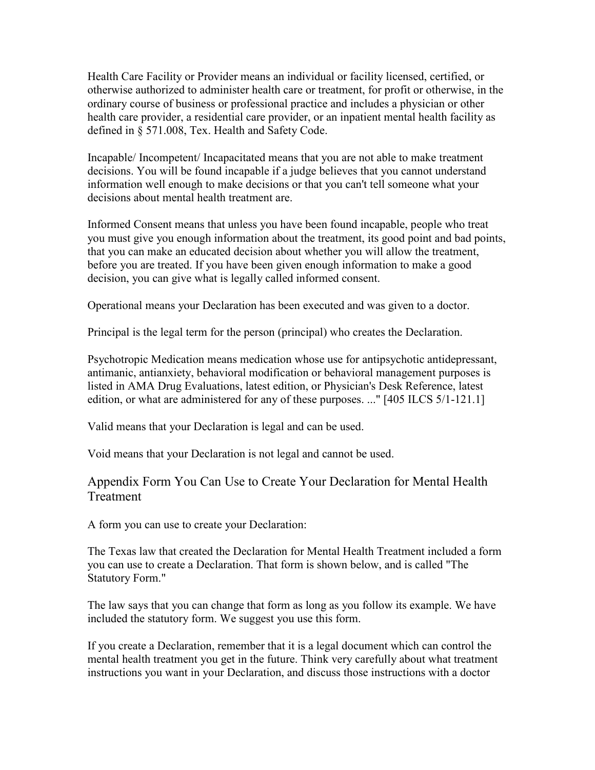Health Care Facility or Provider means an individual or facility licensed, certified, or otherwise authorized to administer health care or treatment, for profit or otherwise, in the ordinary course of business or professional practice and includes a physician or other health care provider, a residential care provider, or an inpatient mental health facility as defined in § 571.008, Tex. Health and Safety Code.

Incapable/ Incompetent/ Incapacitated means that you are not able to make treatment decisions. You will be found incapable if a judge believes that you cannot understand information well enough to make decisions or that you can't tell someone what your decisions about mental health treatment are.

Informed Consent means that unless you have been found incapable, people who treat you must give you enough information about the treatment, its good point and bad points, that you can make an educated decision about whether you will allow the treatment, before you are treated. If you have been given enough information to make a good decision, you can give what is legally called informed consent.

Operational means your Declaration has been executed and was given to a doctor.

Principal is the legal term for the person (principal) who creates the Declaration.

Psychotropic Medication means medication whose use for antipsychotic antidepressant, antimanic, antianxiety, behavioral modification or behavioral management purposes is listed in AMA Drug Evaluations, latest edition, or Physician's Desk Reference, latest edition, or what are administered for any of these purposes. ..." [405 ILCS 5/1-121.1]

Valid means that your Declaration is legal and can be used.

Void means that your Declaration is not legal and cannot be used.

## Appendix Form You Can Use to Create Your Declaration for Mental Health Treatment

A form you can use to create your Declaration:

The Texas law that created the Declaration for Mental Health Treatment included a form you can use to create a Declaration. That form is shown below, and is called "The Statutory Form."

The law says that you can change that form as long as you follow its example. We have included the statutory form. We suggest you use this form.

If you create a Declaration, remember that it is a legal document which can control the mental health treatment you get in the future. Think very carefully about what treatment instructions you want in your Declaration, and discuss those instructions with a doctor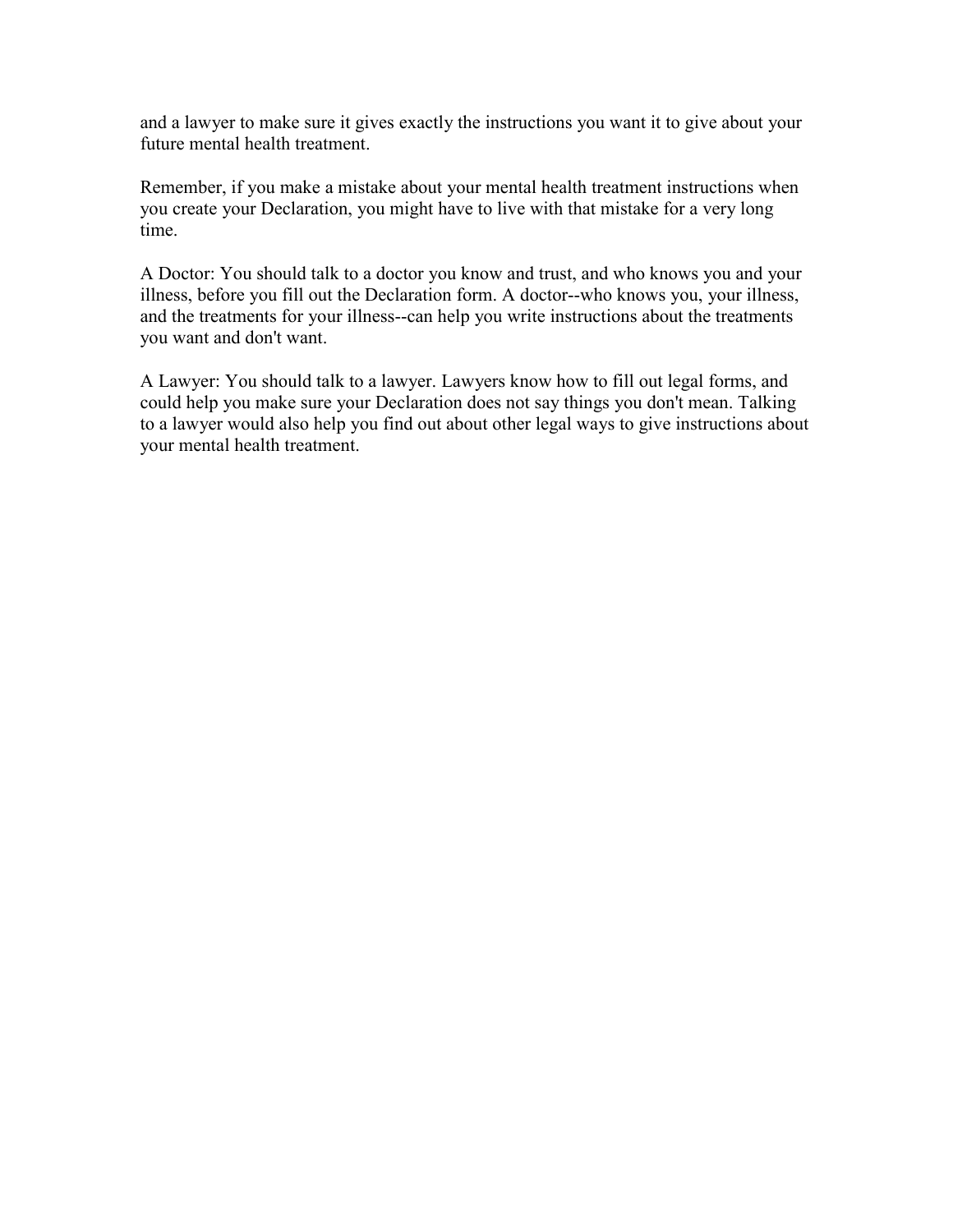and a lawyer to make sure it gives exactly the instructions you want it to give about your future mental health treatment.

Remember, if you make a mistake about your mental health treatment instructions when you create your Declaration, you might have to live with that mistake for a very long time.

A Doctor: You should talk to a doctor you know and trust, and who knows you and your illness, before you fill out the Declaration form. A doctor--who knows you, your illness, and the treatments for your illness--can help you write instructions about the treatments you want and don't want.

A Lawyer: You should talk to a lawyer. Lawyers know how to fill out legal forms, and could help you make sure your Declaration does not say things you don't mean. Talking to a lawyer would also help you find out about other legal ways to give instructions about your mental health treatment.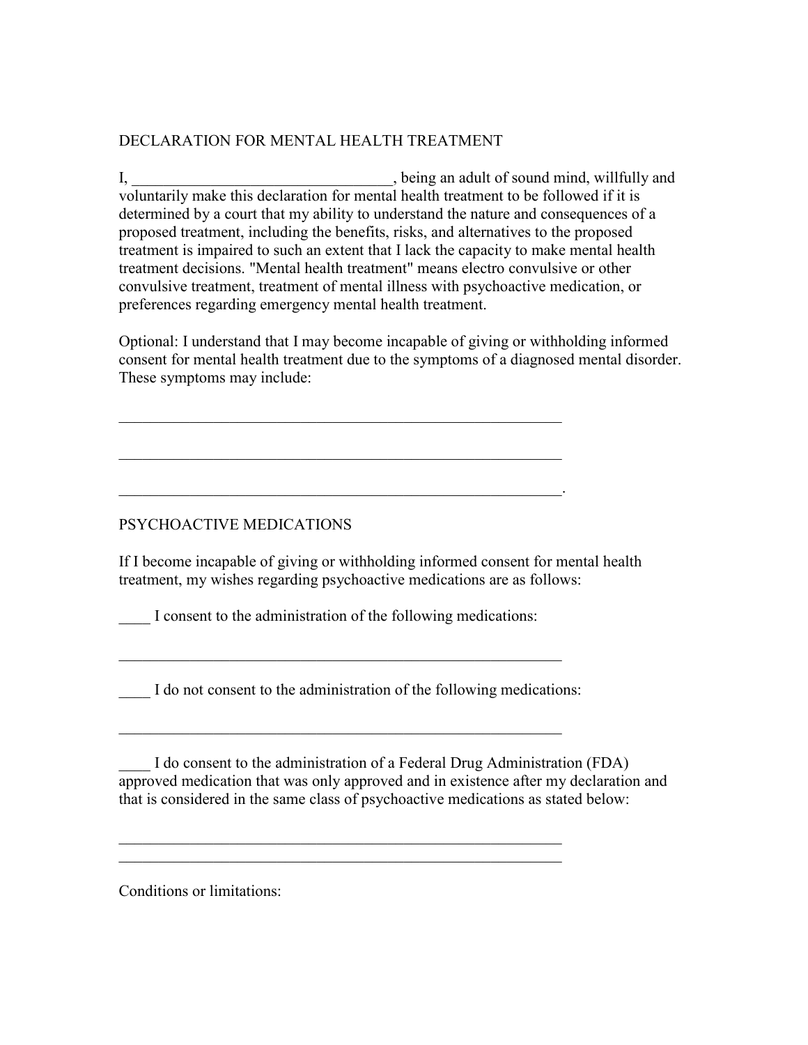## DECLARATION FOR MENTAL HEALTH TREATMENT

I, _________________________________, being an adult of sound mind, willfully and voluntarily make this declaration for mental health treatment to be followed if it is determined by a court that my ability to understand the nature and consequences of a proposed treatment, including the benefits, risks, and alternatives to the proposed treatment is impaired to such an extent that I lack the capacity to make mental health treatment decisions. "Mental health treatment" means electro convulsive or other convulsive treatment, treatment of mental illness with psychoactive medication, or preferences regarding emergency mental health treatment.

Optional: I understand that I may become incapable of giving or withholding informed consent for mental health treatment due to the symptoms of a diagnosed mental disorder. These symptoms may include:

____________________________________________________________

____________________________________________________________

____________________________________________________________.

## PSYCHOACTIVE MEDICATIONS

If I become incapable of giving or withholding informed consent for mental health treatment, my wishes regarding psychoactive medications are as follows:

____ I consent to the administration of the following medications:

____________________________________________________________

____ I do not consent to the administration of the following medications:

____________________________________________________________

____ I do consent to the administration of a Federal Drug Administration (FDA) approved medication that was only approved and in existence after my declaration and that is considered in the same class of psychoactive medications as stated below:

____________________________________________________________
____________________________________________________________

Conditions or limitations: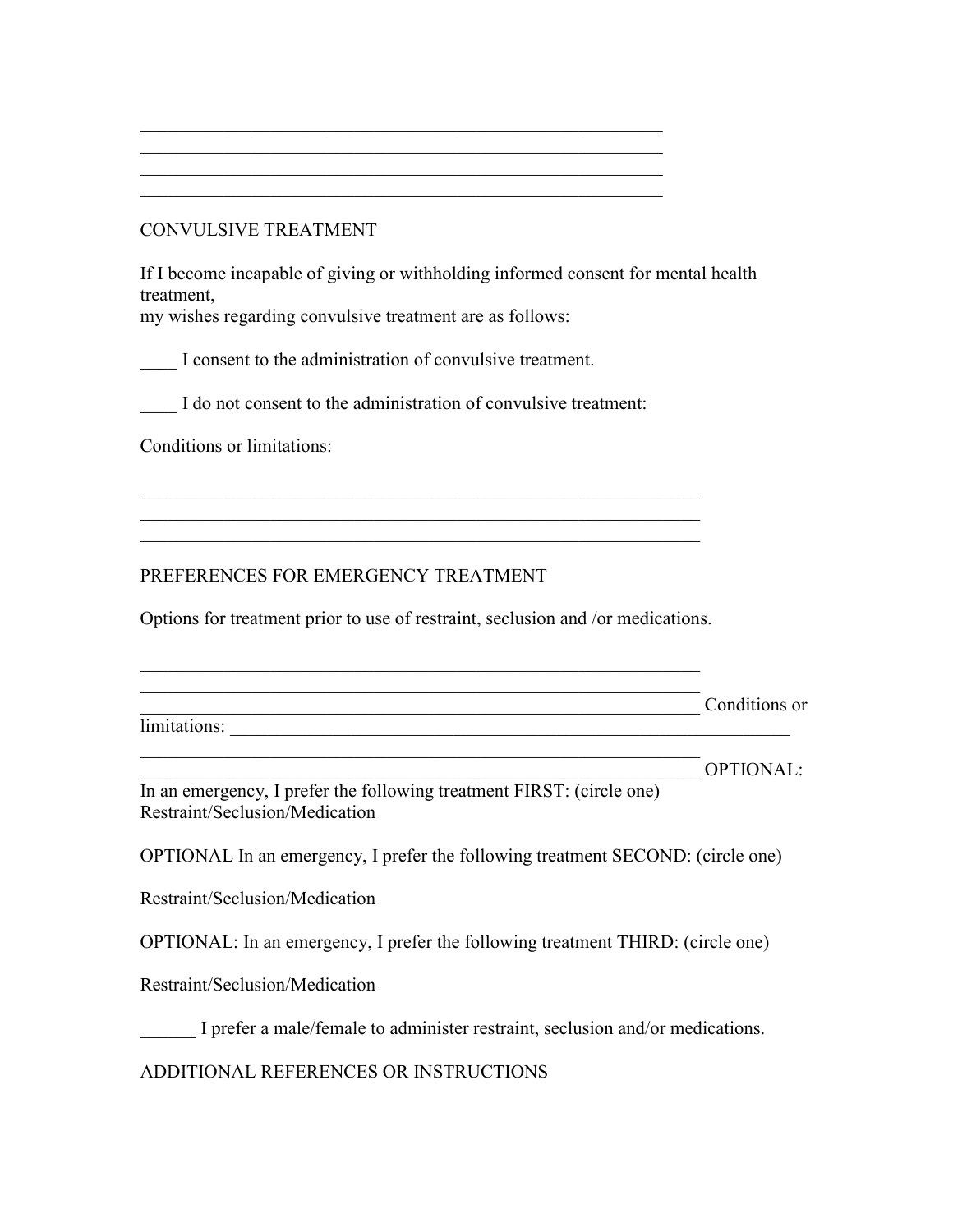\_\_\_\_\_\_\_\_\_\_\_\_\_\_\_\_\_\_\_\_\_\_\_\_\_\_\_\_\_\_\_\_\_\_\_\_\_\_\_\_\_\_\_\_\_\_\_\_\_\_\_\_\_\_\_\_
\_\_\_\_\_\_\_\_\_\_\_\_\_\_\_\_\_\_\_\_\_\_\_\_\_\_\_\_\_\_\_\_\_\_\_\_\_\_\_\_\_\_\_\_\_\_\_\_\_\_\_\_\_\_\_\_
\_\_\_\_\_\_\_\_\_\_\_\_\_\_\_\_\_\_\_\_\_\_\_\_\_\_\_\_\_\_\_\_\_\_\_\_\_\_\_\_\_\_\_\_\_\_\_\_\_\_\_\_\_\_\_\_
\_\_\_\_\_\_\_\_\_\_\_\_\_\_\_\_\_\_\_\_\_\_\_\_\_\_\_\_\_\_\_\_\_\_\_\_\_\_\_\_\_\_\_\_\_\_\_\_\_\_\_\_\_\_\_\_

CONVULSIVE TREATMENT

If I become incapable of giving or withholding informed consent for mental health treatment,
my wishes regarding convulsive treatment are as follows:

\_\_\_\_ I consent to the administration of convulsive treatment.

\_\_\_\_ I do not consent to the administration of convulsive treatment:

Conditions or limitations:

\_\_\_\_\_\_\_\_\_\_\_\_\_\_\_\_\_\_\_\_\_\_\_\_\_\_\_\_\_\_\_\_\_\_\_\_\_\_\_\_\_\_\_\_\_\_\_\_\_\_\_\_\_\_\_\_\_\_\_\_
\_\_\_\_\_\_\_\_\_\_\_\_\_\_\_\_\_\_\_\_\_\_\_\_\_\_\_\_\_\_\_\_\_\_\_\_\_\_\_\_\_\_\_\_\_\_\_\_\_\_\_\_\_\_\_\_\_\_\_\_
\_\_\_\_\_\_\_\_\_\_\_\_\_\_\_\_\_\_\_\_\_\_\_\_\_\_\_\_\_\_\_\_\_\_\_\_\_\_\_\_\_\_\_\_\_\_\_\_\_\_\_\_\_\_\_\_\_\_\_\_

PREFERENCES FOR EMERGENCY TREATMENT

Options for treatment prior to use of restraint, seclusion and /or medications.

\_\_\_\_\_\_\_\_\_\_\_\_\_\_\_\_\_\_\_\_\_\_\_\_\_\_\_\_\_\_\_\_\_\_\_\_\_\_\_\_\_\_\_\_\_\_\_\_\_\_\_\_\_\_\_\_\_\_\_\_
\_\_\_\_\_\_\_\_\_\_\_\_\_\_\_\_\_\_\_\_\_\_\_\_\_\_\_\_\_\_\_\_\_\_\_\_\_\_\_\_\_\_\_\_\_\_\_\_\_\_\_\_\_\_\_\_\_\_\_\_
\_\_\_\_\_\_\_\_\_\_\_\_\_\_\_\_\_\_\_\_\_\_\_\_\_\_\_\_\_\_\_\_\_\_\_\_\_\_\_\_\_\_\_\_\_\_\_\_\_\_\_\_\_\_\_\_\_\_\_\_ Conditions or limitations: \_\_\_\_\_\_\_\_\_\_\_\_\_\_\_\_\_\_\_\_\_\_\_\_\_\_\_\_\_\_\_\_\_\_\_\_\_\_\_\_\_\_\_\_\_\_\_\_\_\_\_\_\_\_\_\_\_\_\_\_
\_\_\_\_\_\_\_\_\_\_\_\_\_\_\_\_\_\_\_\_\_\_\_\_\_\_\_\_\_\_\_\_\_\_\_\_\_\_\_\_\_\_\_\_\_\_\_\_\_\_\_\_\_\_\_\_\_\_\_\_
\_\_\_\_\_\_\_\_\_\_\_\_\_\_\_\_\_\_\_\_\_\_\_\_\_\_\_\_\_\_\_\_\_\_\_\_\_\_\_\_\_\_\_\_\_\_\_\_\_\_\_\_\_\_\_\_\_\_\_\_ OPTIONAL: In an emergency, I prefer the following treatment FIRST: (circle one)
Restraint/Seclusion/Medication

OPTIONAL In an emergency, I prefer the following treatment SECOND: (circle one)

Restraint/Seclusion/Medication

OPTIONAL: In an emergency, I prefer the following treatment THIRD: (circle one)

Restraint/Seclusion/Medication

\_\_\_\_\_\_ I prefer a male/female to administer restraint, seclusion and/or medications.

ADDITIONAL REFERENCES OR INSTRUCTIONS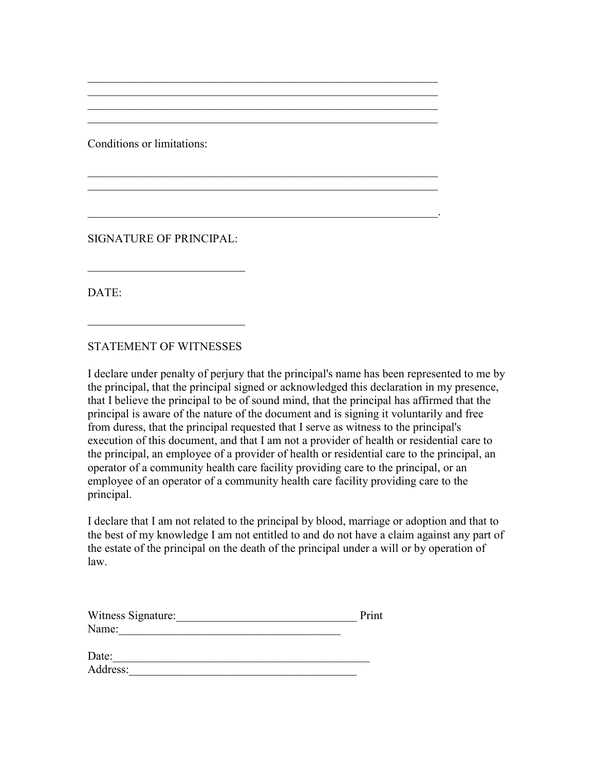\_\_\_\_\_\_\_\_\_\_\_\_\_\_\_\_\_\_\_\_\_\_\_\_\_\_\_\_\_\_\_\_\_\_\_\_\_\_\_\_\_\_\_\_\_\_\_\_\_\_\_\_\_\_\_\_\_\_\_\_
\_\_\_\_\_\_\_\_\_\_\_\_\_\_\_\_\_\_\_\_\_\_\_\_\_\_\_\_\_\_\_\_\_\_\_\_\_\_\_\_\_\_\_\_\_\_\_\_\_\_\_\_\_\_\_\_\_\_\_\_
\_\_\_\_\_\_\_\_\_\_\_\_\_\_\_\_\_\_\_\_\_\_\_\_\_\_\_\_\_\_\_\_\_\_\_\_\_\_\_\_\_\_\_\_\_\_\_\_\_\_\_\_\_\_\_\_\_\_\_\_
\_\_\_\_\_\_\_\_\_\_\_\_\_\_\_\_\_\_\_\_\_\_\_\_\_\_\_\_\_\_\_\_\_\_\_\_\_\_\_\_\_\_\_\_\_\_\_\_\_\_\_\_\_\_\_\_\_\_\_\_

Conditions or limitations:

\_\_\_\_\_\_\_\_\_\_\_\_\_\_\_\_\_\_\_\_\_\_\_\_\_\_\_\_\_\_\_\_\_\_\_\_\_\_\_\_\_\_\_\_\_\_\_\_\_\_\_\_\_\_\_\_\_\_\_\_
\_\_\_\_\_\_\_\_\_\_\_\_\_\_\_\_\_\_\_\_\_\_\_\_\_\_\_\_\_\_\_\_\_\_\_\_\_\_\_\_\_\_\_\_\_\_\_\_\_\_\_\_\_\_\_\_\_\_\_\_

\_\_\_\_\_\_\_\_\_\_\_\_\_\_\_\_\_\_\_\_\_\_\_\_\_\_\_\_\_\_\_\_\_\_\_\_\_\_\_\_\_\_\_\_\_\_\_\_\_\_\_\_\_\_\_\_\_\_\_\_.

SIGNATURE OF PRINCIPAL:

\_\_\_\_\_\_\_\_\_\_\_\_\_\_\_\_\_\_\_\_\_\_\_\_\_\_\_

DATE:

\_\_\_\_\_\_\_\_\_\_\_\_\_\_\_\_\_\_\_\_\_\_\_\_\_\_\_

STATEMENT OF WITNESSES

I declare under penalty of perjury that the principal's name has been represented to me by the principal, that the principal signed or acknowledged this declaration in my presence, that I believe the principal to be of sound mind, that the principal has affirmed that the principal is aware of the nature of the document and is signing it voluntarily and free from duress, that the principal requested that I serve as witness to the principal's execution of this document, and that I am not a provider of health or residential care to the principal, an employee of a provider of health or residential care to the principal, an operator of a community health care facility providing care to the principal, or an employee of an operator of a community health care facility providing care to the principal.

I declare that I am not related to the principal by blood, marriage or adoption and that to the best of my knowledge I am not entitled to and do not have a claim against any part of the estate of the principal on the death of the principal under a will or by operation of law.

Witness Signature:\_\_\_\_\_\_\_\_\_\_\_\_\_\_\_\_\_\_\_\_\_\_\_\_\_\_\_\_\_\_\_\_ Print Name:\_\_\_\_\_\_\_\_\_\_\_\_\_\_\_\_\_\_\_\_\_\_\_\_\_\_\_\_\_\_\_\_\_\_\_\_\_\_\_

Date:\_\_\_\_\_\_\_\_\_\_\_\_\_\_\_\_\_\_\_\_\_\_\_\_\_\_\_\_\_\_\_\_\_\_\_\_\_\_\_\_\_\_\_\_\_
Address:\_\_\_\_\_\_\_\_\_\_\_\_\_\_\_\_\_\_\_\_\_\_\_\_\_\_\_\_\_\_\_\_\_\_\_\_\_\_\_\_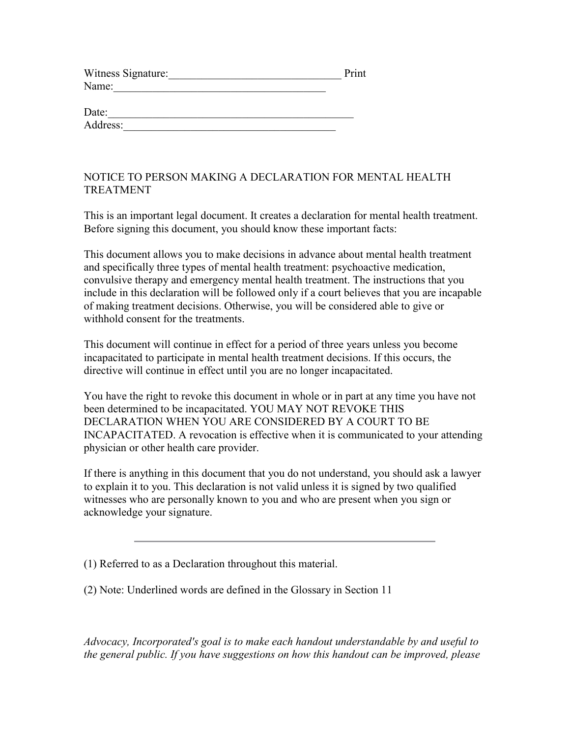Witness Signature:_______________________________ Print Name:______________________________________

Date:_____________________________________________
Address:_______________________________________

NOTICE TO PERSON MAKING A DECLARATION FOR MENTAL HEALTH TREATMENT

This is an important legal document. It creates a declaration for mental health treatment. Before signing this document, you should know these important facts:

This document allows you to make decisions in advance about mental health treatment and specifically three types of mental health treatment: psychoactive medication, convulsive therapy and emergency mental health treatment. The instructions that you include in this declaration will be followed only if a court believes that you are incapable of making treatment decisions. Otherwise, you will be considered able to give or withhold consent for the treatments.

This document will continue in effect for a period of three years unless you become incapacitated to participate in mental health treatment decisions. If this occurs, the directive will continue in effect until you are no longer incapacitated.

You have the right to revoke this document in whole or in part at any time you have not been determined to be incapacitated. YOU MAY NOT REVOKE THIS DECLARATION WHEN YOU ARE CONSIDERED BY A COURT TO BE INCAPACITATED. A revocation is effective when it is communicated to your attending physician or other health care provider.

If there is anything in this document that you do not understand, you should ask a lawyer to explain it to you. This declaration is not valid unless it is signed by two qualified witnesses who are personally known to you and who are present when you sign or acknowledge your signature.

---

(1) Referred to as a Declaration throughout this material.

(2) Note: Underlined words are defined in the Glossary in Section 11

*Advocacy, Incorporated's goal is to make each handout understandable by and useful to the general public. If you have suggestions on how this handout can be improved, please*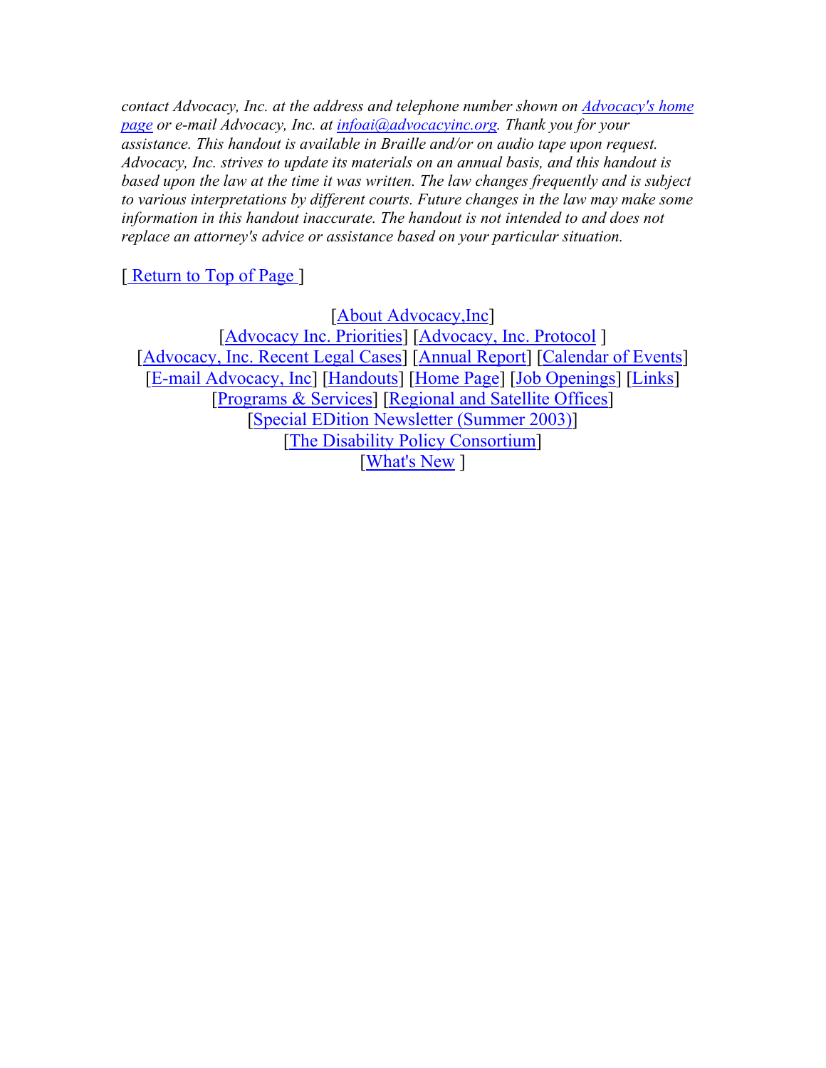*contact Advocacy, Inc. at the address and telephone number shown on [Advocacy's home page](#) or e-mail Advocacy, Inc. at [infoai@advocacyinc.org](mailto:infoai@advocacyinc.org). Thank you for your assistance. This handout is available in Braille and/or on audio tape upon request. Advocacy, Inc. strives to update its materials on an annual basis, and this handout is based upon the law at the time it was written. The law changes frequently and is subject to various interpretations by different courts. Future changes in the law may make some information in this handout inaccurate. The handout is not intended to and does not replace an attorney's advice or assistance based on your particular situation.*

[ Return to Top of Page ]

[About Advocacy,Inc]
[Advocacy Inc. Priorities] [Advocacy, Inc. Protocol ]
[Advocacy, Inc. Recent Legal Cases] [Annual Report] [Calendar of Events]
[E-mail Advocacy, Inc] [Handouts] [Home Page] [Job Openings] [Links]
[Programs & Services] [Regional and Satellite Offices]
[Special EDition Newsletter (Summer 2003)]
[The Disability Policy Consortium]
[What's New ]